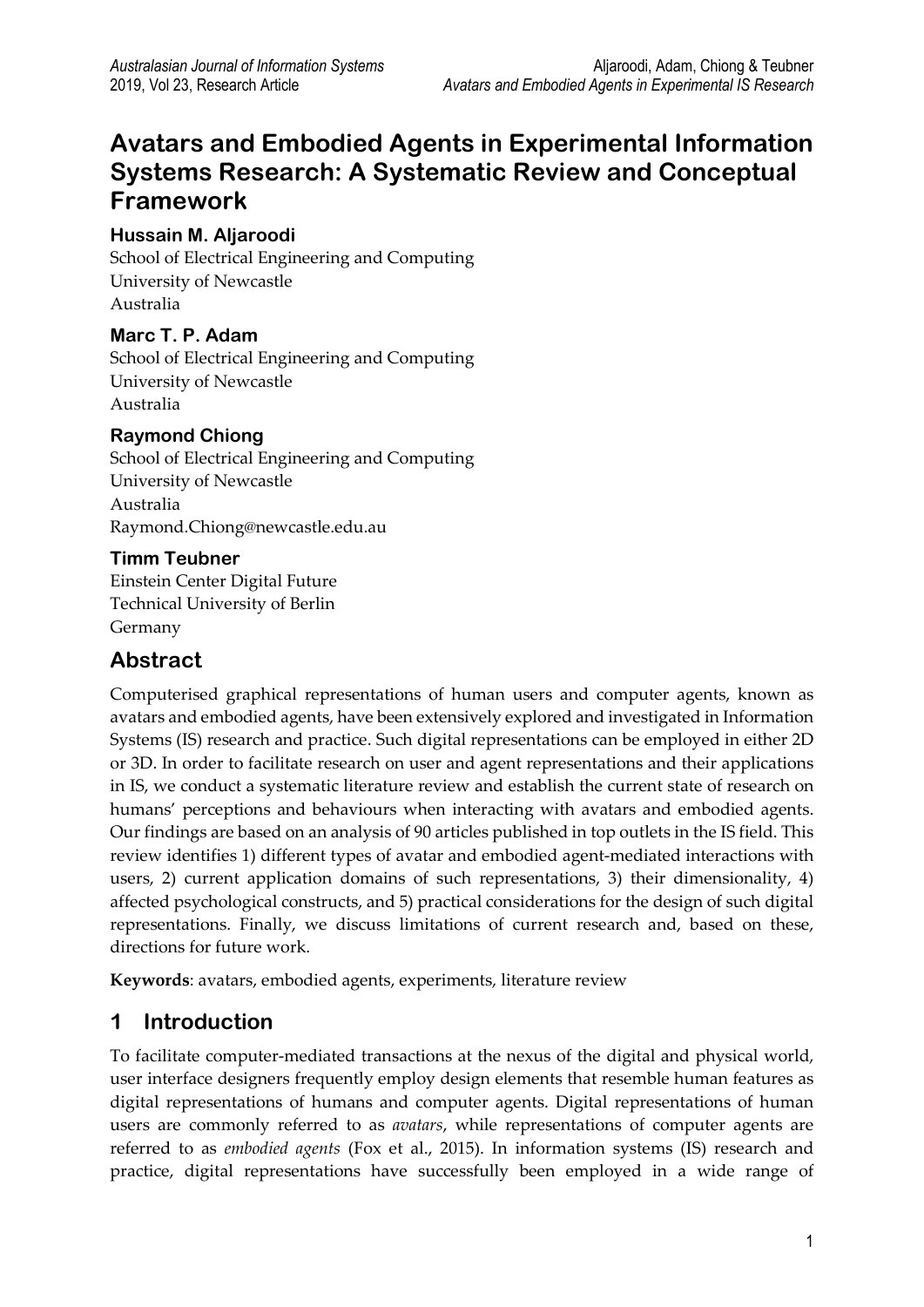# Avatars and Embodied Agents in Experimental Information Systems Research: A Systematic Review and Conceptual Framework

**Hussain M. Aljaroodi**
School of Electrical Engineering and Computing
University of Newcastle
Australia

**Marc T. P. Adam**
School of Electrical Engineering and Computing
University of Newcastle
Australia

**Raymond Chiong**
School of Electrical Engineering and Computing
University of Newcastle
Australia
Raymond.Chiong@newcastle.edu.au

**Timm Teubner**
Einstein Center Digital Future
Technical University of Berlin
Germany

## Abstract

Computerised graphical representations of human users and computer agents, known as avatars and embodied agents, have been extensively explored and investigated in Information Systems (IS) research and practice. Such digital representations can be employed in either 2D or 3D. In order to facilitate research on user and agent representations and their applications in IS, we conduct a systematic literature review and establish the current state of research on humans' perceptions and behaviours when interacting with avatars and embodied agents. Our findings are based on an analysis of 90 articles published in top outlets in the IS field. This review identifies 1) different types of avatar and embodied agent-mediated interactions with users, 2) current application domains of such representations, 3) their dimensionality, 4) affected psychological constructs, and 5) practical considerations for the design of such digital representations. Finally, we discuss limitations of current research and, based on these, directions for future work.

**Keywords**: avatars, embodied agents, experiments, literature review

## 1 Introduction

To facilitate computer-mediated transactions at the nexus of the digital and physical world, user interface designers frequently employ design elements that resemble human features as digital representations of humans and computer agents. Digital representations of human users are commonly referred to as *avatars*, while representations of computer agents are referred to as *embodied agents* (Fox et al., 2015). In information systems (IS) research and practice, digital representations have successfully been employed in a wide range of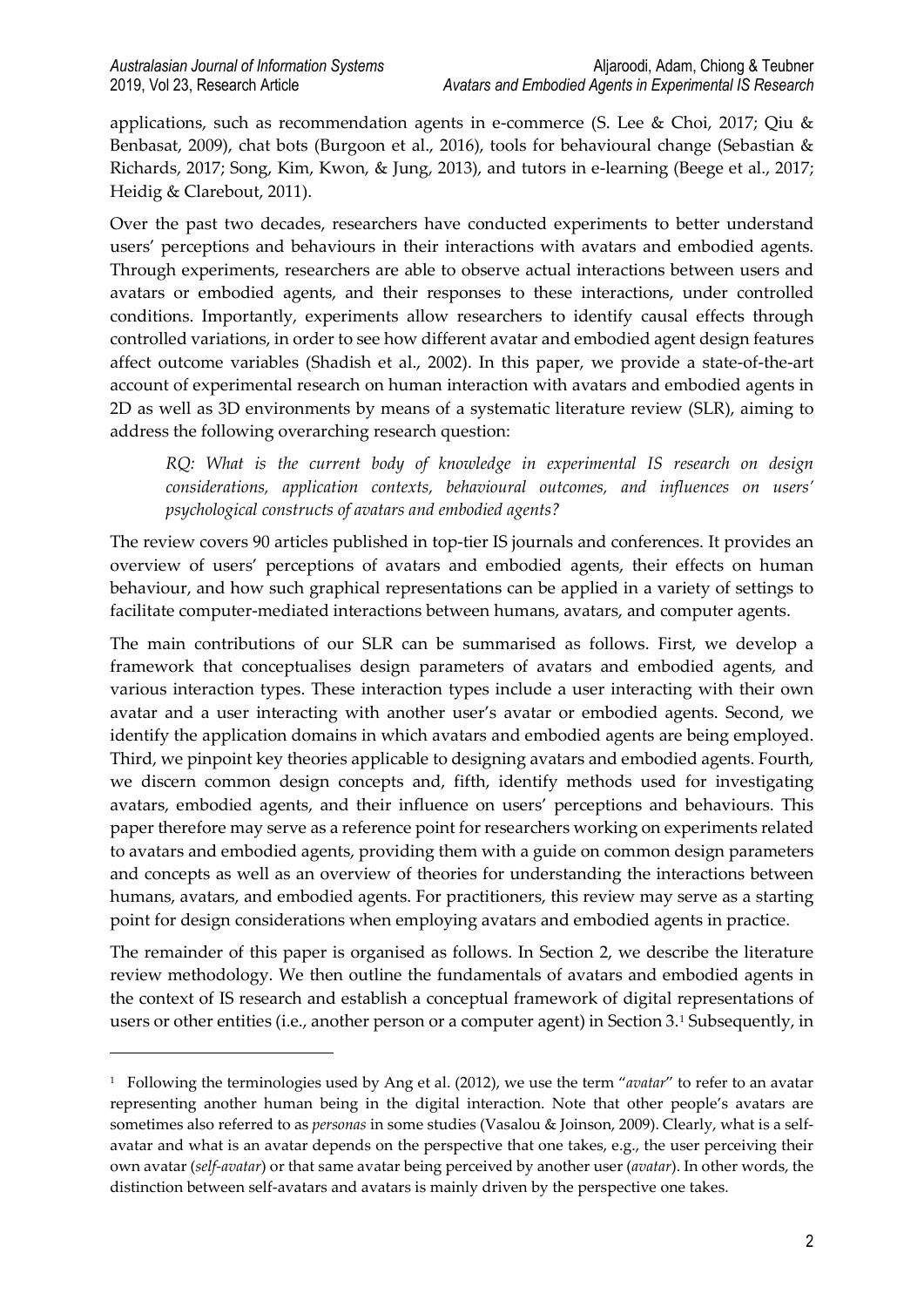applications, such as recommendation agents in e-commerce (S. Lee & Choi, 2017; Qiu & Benbasat, 2009), chat bots (Burgoon et al., 2016), tools for behavioural change (Sebastian & Richards, 2017; Song, Kim, Kwon, & Jung, 2013), and tutors in e-learning (Beege et al., 2017; Heidig & Clarebout, 2011).

Over the past two decades, researchers have conducted experiments to better understand users' perceptions and behaviours in their interactions with avatars and embodied agents. Through experiments, researchers are able to observe actual interactions between users and avatars or embodied agents, and their responses to these interactions, under controlled conditions. Importantly, experiments allow researchers to identify causal effects through controlled variations, in order to see how different avatar and embodied agent design features affect outcome variables (Shadish et al., 2002). In this paper, we provide a state-of-the-art account of experimental research on human interaction with avatars and embodied agents in 2D as well as 3D environments by means of a systematic literature review (SLR), aiming to address the following overarching research question:

> *RQ: What is the current body of knowledge in experimental IS research on design considerations, application contexts, behavioural outcomes, and influences on users' psychological constructs of avatars and embodied agents?*

The review covers 90 articles published in top-tier IS journals and conferences. It provides an overview of users' perceptions of avatars and embodied agents, their effects on human behaviour, and how such graphical representations can be applied in a variety of settings to facilitate computer-mediated interactions between humans, avatars, and computer agents.

The main contributions of our SLR can be summarised as follows. First, we develop a framework that conceptualises design parameters of avatars and embodied agents, and various interaction types. These interaction types include a user interacting with their own avatar and a user interacting with another user's avatar or embodied agents. Second, we identify the application domains in which avatars and embodied agents are being employed. Third, we pinpoint key theories applicable to designing avatars and embodied agents. Fourth, we discern common design concepts and, fifth, identify methods used for investigating avatars, embodied agents, and their influence on users' perceptions and behaviours. This paper therefore may serve as a reference point for researchers working on experiments related to avatars and embodied agents, providing them with a guide on common design parameters and concepts as well as an overview of theories for understanding the interactions between humans, avatars, and embodied agents. For practitioners, this review may serve as a starting point for design considerations when employing avatars and embodied agents in practice.

The remainder of this paper is organised as follows. In Section 2, we describe the literature review methodology. We then outline the fundamentals of avatars and embodied agents in the context of IS research and establish a conceptual framework of digital representations of users or other entities (i.e., another person or a computer agent) in Section 3.[1] Subsequently, in

---

[1] Following the terminologies used by Ang et al. (2012), we use the term "*avatar*" to refer to an avatar representing another human being in the digital interaction. Note that other people's avatars are sometimes also referred to as *personas* in some studies (Vasalou & Joinson, 2009). Clearly, what is a self-avatar and what is an avatar depends on the perspective that one takes, e.g., the user perceiving their own avatar (*self-avatar*) or that same avatar being perceived by another user (*avatar*). In other words, the distinction between self-avatars and avatars is mainly driven by the perspective one takes.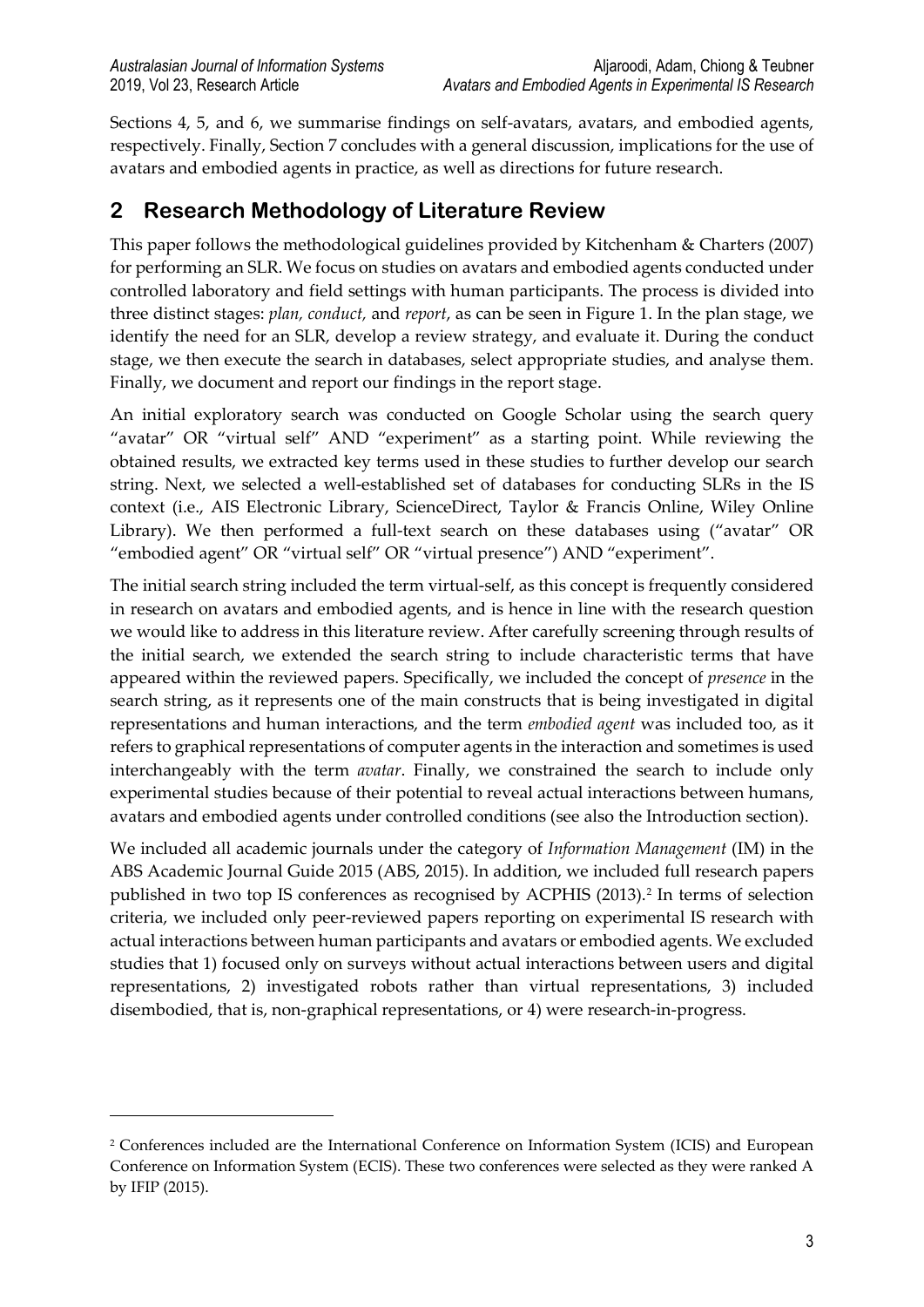Sections 4, 5, and 6, we summarise findings on self-avatars, avatars, and embodied agents, respectively. Finally, Section 7 concludes with a general discussion, implications for the use of avatars and embodied agents in practice, as well as directions for future research.

## 2 Research Methodology of Literature Review

This paper follows the methodological guidelines provided by Kitchenham & Charters (2007) for performing an SLR. We focus on studies on avatars and embodied agents conducted under controlled laboratory and field settings with human participants. The process is divided into three distinct stages: *plan, conduct,* and *report*, as can be seen in Figure 1. In the plan stage, we identify the need for an SLR, develop a review strategy, and evaluate it. During the conduct stage, we then execute the search in databases, select appropriate studies, and analyse them. Finally, we document and report our findings in the report stage.

An initial exploratory search was conducted on Google Scholar using the search query "avatar" OR "virtual self" AND "experiment" as a starting point. While reviewing the obtained results, we extracted key terms used in these studies to further develop our search string. Next, we selected a well-established set of databases for conducting SLRs in the IS context (i.e., AIS Electronic Library, ScienceDirect, Taylor & Francis Online, Wiley Online Library). We then performed a full-text search on these databases using ("avatar" OR "embodied agent" OR "virtual self" OR "virtual presence") AND "experiment".

The initial search string included the term virtual-self, as this concept is frequently considered in research on avatars and embodied agents, and is hence in line with the research question we would like to address in this literature review. After carefully screening through results of the initial search, we extended the search string to include characteristic terms that have appeared within the reviewed papers. Specifically, we included the concept of *presence* in the search string, as it represents one of the main constructs that is being investigated in digital representations and human interactions, and the term *embodied agent* was included too, as it refers to graphical representations of computer agents in the interaction and sometimes is used interchangeably with the term *avatar*. Finally, we constrained the search to include only experimental studies because of their potential to reveal actual interactions between humans, avatars and embodied agents under controlled conditions (see also the Introduction section).

We included all academic journals under the category of *Information Management* (IM) in the ABS Academic Journal Guide 2015 (ABS, 2015). In addition, we included full research papers published in two top IS conferences as recognised by ACPHIS (2013).[2] In terms of selection criteria, we included only peer-reviewed papers reporting on experimental IS research with actual interactions between human participants and avatars or embodied agents. We excluded studies that 1) focused only on surveys without actual interactions between users and digital representations, 2) investigated robots rather than virtual representations, 3) included disembodied, that is, non-graphical representations, or 4) were research-in-progress.

[2] Conferences included are the International Conference on Information System (ICIS) and European Conference on Information System (ECIS). These two conferences were selected as they were ranked A by IFIP (2015).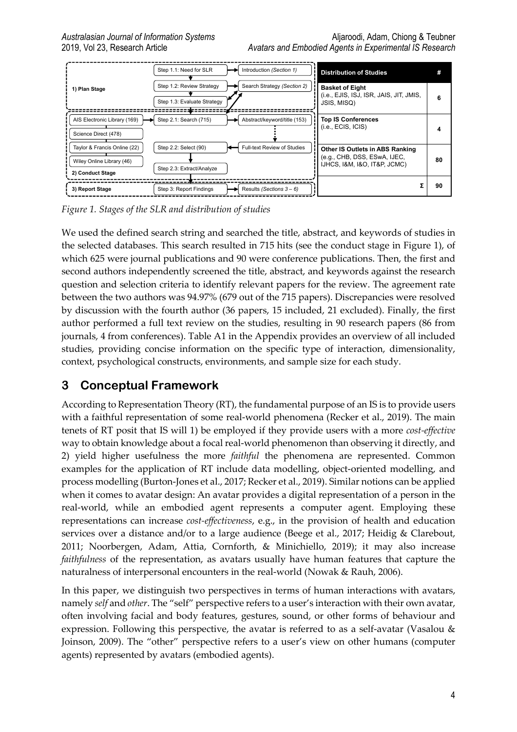| Distribution of Studies | # |
|---|---|
| **Basket of Eight** (i.e., EJIS, ISJ, ISR, JAIS, JIT, JMIS, JSIS, MISQ) | 6 |
| **Top IS Conferences** (i.e., ECIS, ICIS) | 4 |
| **Other IS Outlets in ABS Ranking** (e.g., CHB, DSS, ESwA, IJEC, IJHCS, I&M, I&O, IT&P, JCMC) | 80 |
| Σ | 90 |

*Figure 1. Stages of the SLR and distribution of studies*

We used the defined search string and searched the title, abstract, and keywords of studies in the selected databases. This search resulted in 715 hits (see the conduct stage in Figure 1), of which 625 were journal publications and 90 were conference publications. Then, the first and second authors independently screened the title, abstract, and keywords against the research question and selection criteria to identify relevant papers for the review. The agreement rate between the two authors was 94.97% (679 out of the 715 papers). Discrepancies were resolved by discussion with the fourth author (36 papers, 15 included, 21 excluded). Finally, the first author performed a full text review on the studies, resulting in 90 research papers (86 from journals, 4 from conferences). Table A1 in the Appendix provides an overview of all included studies, providing concise information on the specific type of interaction, dimensionality, context, psychological constructs, environments, and sample size for each study.

# 3 Conceptual Framework

According to Representation Theory (RT), the fundamental purpose of an IS is to provide users with a faithful representation of some real-world phenomena (Recker et al., 2019). The main tenets of RT posit that IS will 1) be employed if they provide users with a more *cost-effective* way to obtain knowledge about a focal real-world phenomenon than observing it directly, and 2) yield higher usefulness the more *faithful* the phenomena are represented. Common examples for the application of RT include data modelling, object-oriented modelling, and process modelling (Burton-Jones et al., 2017; Recker et al., 2019). Similar notions can be applied when it comes to avatar design: An avatar provides a digital representation of a person in the real-world, while an embodied agent represents a computer agent. Employing these representations can increase *cost-effectiveness*, e.g., in the provision of health and education services over a distance and/or to a large audience (Beege et al., 2017; Heidig & Clarebout, 2011; Noorbergen, Adam, Attia, Cornforth, & Minichiello, 2019); it may also increase *faithfulness* of the representation, as avatars usually have human features that capture the naturalness of interpersonal encounters in the real-world (Nowak & Rauh, 2006).

In this paper, we distinguish two perspectives in terms of human interactions with avatars, namely *self* and *other*. The "self" perspective refers to a user's interaction with their own avatar, often involving facial and body features, gestures, sound, or other forms of behaviour and expression. Following this perspective, the avatar is referred to as a self-avatar (Vasalou & Joinson, 2009). The "other" perspective refers to a user's view on other humans (computer agents) represented by avatars (embodied agents).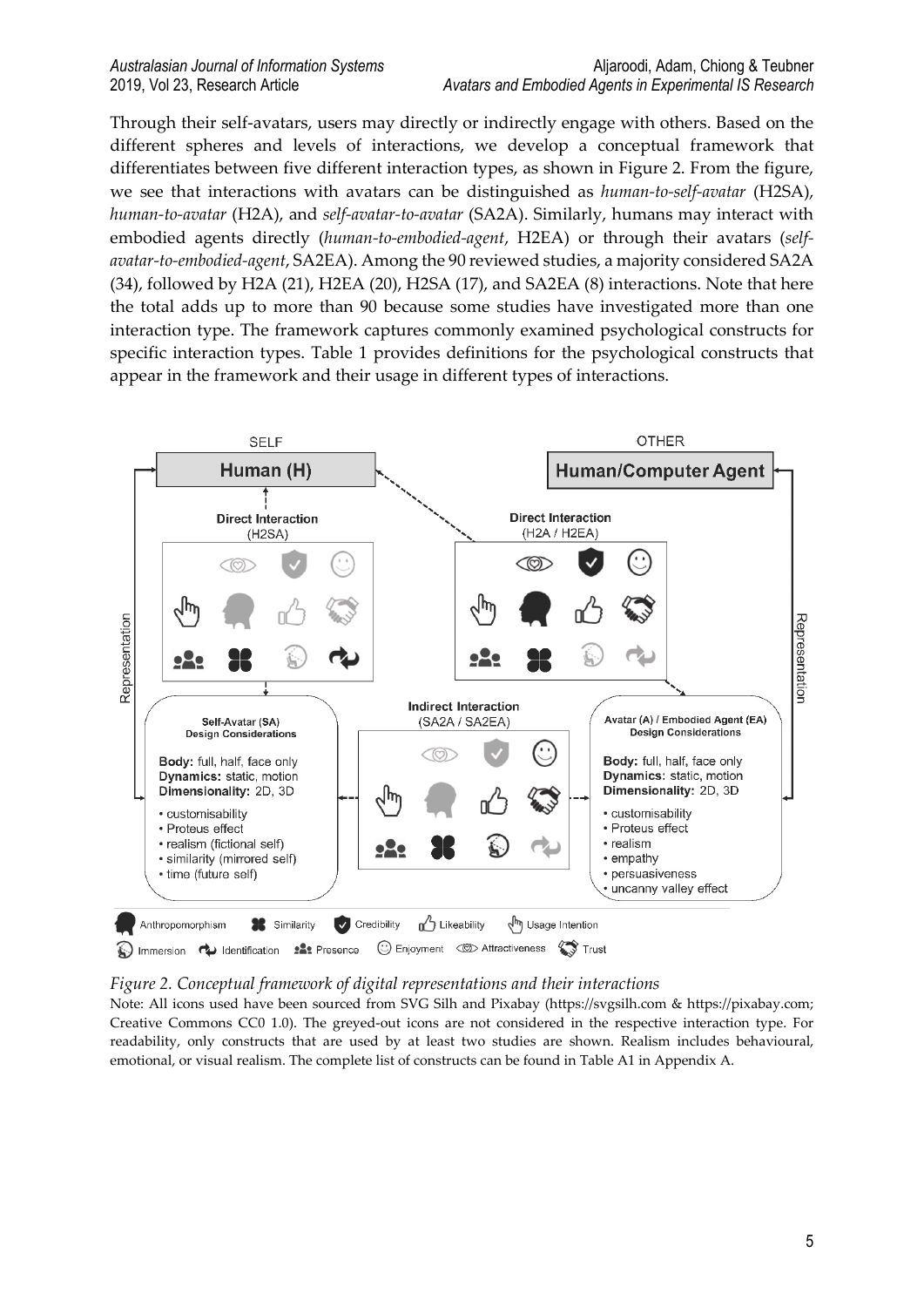Through their self-avatars, users may directly or indirectly engage with others. Based on the different spheres and levels of interactions, we develop a conceptual framework that differentiates between five different interaction types, as shown in Figure 2. From the figure, we see that interactions with avatars can be distinguished as *human-to-self-avatar* (H2SA), *human-to-avatar* (H2A), and *self-avatar-to-avatar* (SA2A). Similarly, humans may interact with embodied agents directly (*human-to-embodied-agent*, H2EA) or through their avatars (*self-avatar-to-embodied-agent*, SA2EA). Among the 90 reviewed studies, a majority considered SA2A (34), followed by H2A (21), H2EA (20), H2SA (17), and SA2EA (8) interactions. Note that here the total adds up to more than 90 because some studies have investigated more than one interaction type. The framework captures commonly examined psychological constructs for specific interaction types. Table 1 provides definitions for the psychological constructs that appear in the framework and their usage in different types of interactions.

*Figure 2. Conceptual framework of digital representations and their interactions*

Note: All icons used have been sourced from SVG Silh and Pixabay (https://svgsilh.com & https://pixabay.com; Creative Commons CC0 1.0). The greyed-out icons are not considered in the respective interaction type. For readability, only constructs that are used by at least two studies are shown. Realism includes behavioural, emotional, or visual realism. The complete list of constructs can be found in Table A1 in Appendix A.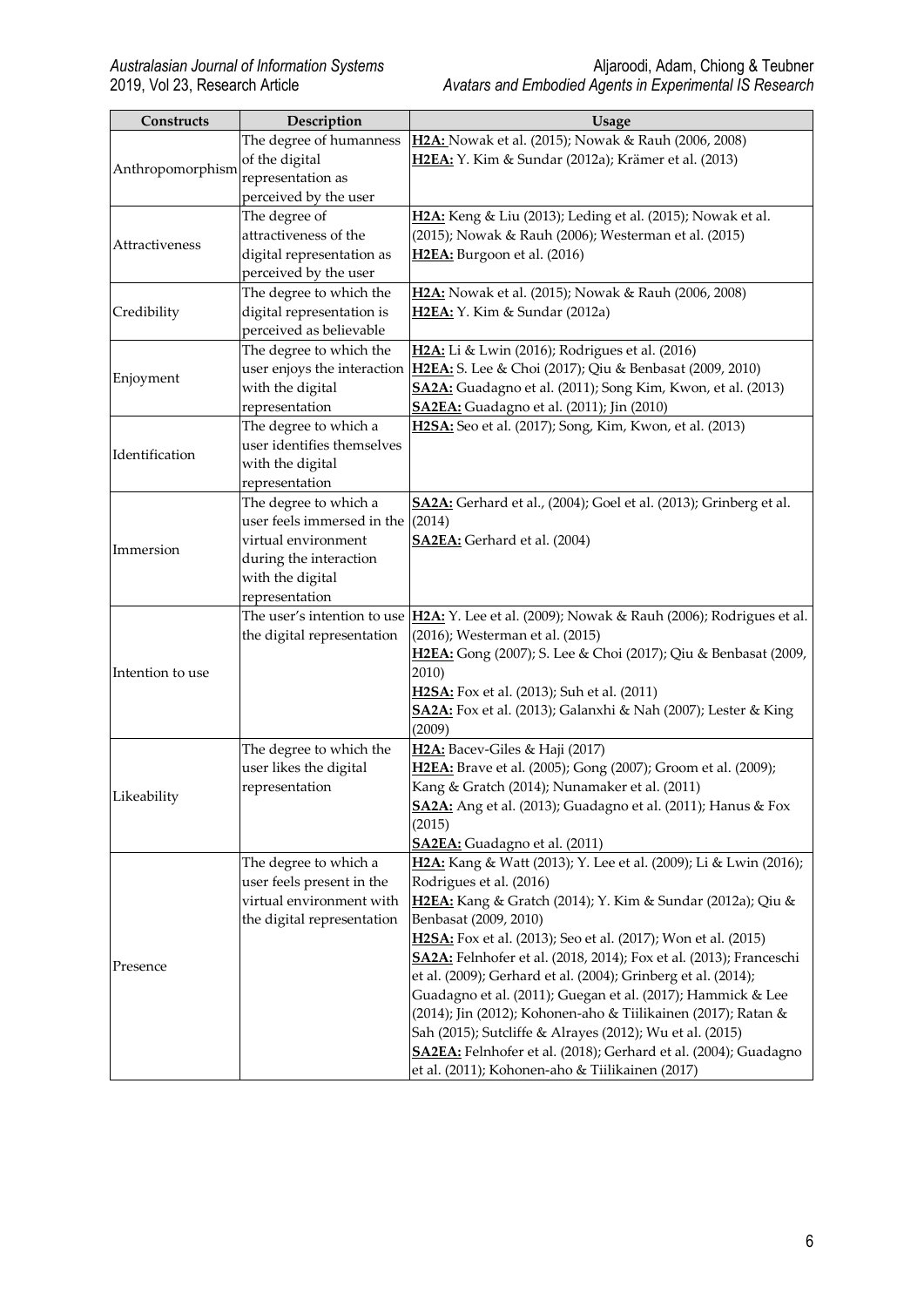| Constructs | Description | Usage |
|---|---|---|
| Anthropomorphism | The degree of humanness of the digital representation as perceived by the user | **H2A:** Nowak et al. (2015); Nowak & Rauh (2006, 2008)<br>**H2EA:** Y. Kim & Sundar (2012a); Krämer et al. (2013) |
| Attractiveness | The degree of attractiveness of the digital representation as perceived by the user | **H2A:** Keng & Liu (2013); Leding et al. (2015); Nowak et al. (2015); Nowak & Rauh (2006); Westerman et al. (2015)<br>**H2EA:** Burgoon et al. (2016) |
| Credibility | The degree to which the digital representation is perceived as believable | **H2A:** Nowak et al. (2015); Nowak & Rauh (2006, 2008)<br>**H2EA:** Y. Kim & Sundar (2012a) |
| Enjoyment | The degree to which the user enjoys the interaction with the digital representation | **H2A:** Li & Lwin (2016); Rodrigues et al. (2016)<br>**H2EA:** S. Lee & Choi (2017); Qiu & Benbasat (2009, 2010)<br>**SA2A:** Guadagno et al. (2011); Song Kim, Kwon, et al. (2013)<br>**SA2EA:** Guadagno et al. (2011); Jin (2010) |
| Identification | The degree to which a user identifies themselves with the digital representation | **H2SA:** Seo et al. (2017); Song, Kim, Kwon, et al. (2013) |
| Immersion | The degree to which a user feels immersed in the virtual environment during the interaction with the digital representation | **SA2A:** Gerhard et al., (2004); Goel et al. (2013); Grinberg et al. (2014)<br>**SA2EA:** Gerhard et al. (2004) |
| Intention to use | The user's intention to use the digital representation | **H2A:** Y. Lee et al. (2009); Nowak & Rauh (2006); Rodrigues et al. (2016); Westerman et al. (2015)<br>**H2EA:** Gong (2007); S. Lee & Choi (2017); Qiu & Benbasat (2009, 2010)<br>**H2SA:** Fox et al. (2013); Suh et al. (2011)<br>**SA2A:** Fox et al. (2013); Galanxhi & Nah (2007); Lester & King (2009) |
| Likeability | The degree to which the user likes the digital representation | **H2A:** Bacev-Giles & Haji (2017)<br>**H2EA:** Brave et al. (2005); Gong (2007); Groom et al. (2009); Kang & Gratch (2014); Nunamaker et al. (2011)<br>**SA2A:** Ang et al. (2013); Guadagno et al. (2011); Hanus & Fox (2015)<br>**SA2EA:** Guadagno et al. (2011) |
| Presence | The degree to which a user feels present in the virtual environment with the digital representation | **H2A:** Kang & Watt (2013); Y. Lee et al. (2009); Li & Lwin (2016); Rodrigues et al. (2016)<br>**H2EA:** Kang & Gratch (2014); Y. Kim & Sundar (2012a); Qiu & Benbasat (2009, 2010)<br>**H2SA:** Fox et al. (2013); Seo et al. (2017); Won et al. (2015)<br>**SA2A:** Felnhofer et al. (2018, 2014); Fox et al. (2013); Franceschi et al. (2009); Gerhard et al. (2004); Grinberg et al. (2014); Guadagno et al. (2011); Guegan et al. (2017); Hammick & Lee (2014); Jin (2012); Kohonen-aho & Tiilikainen (2017); Ratan & Sah (2015); Sutcliffe & Alrayes (2012); Wu et al. (2015)<br>**SA2EA:** Felnhofer et al. (2018); Gerhard et al. (2004); Guadagno et al. (2011); Kohonen-aho & Tiilikainen (2017) |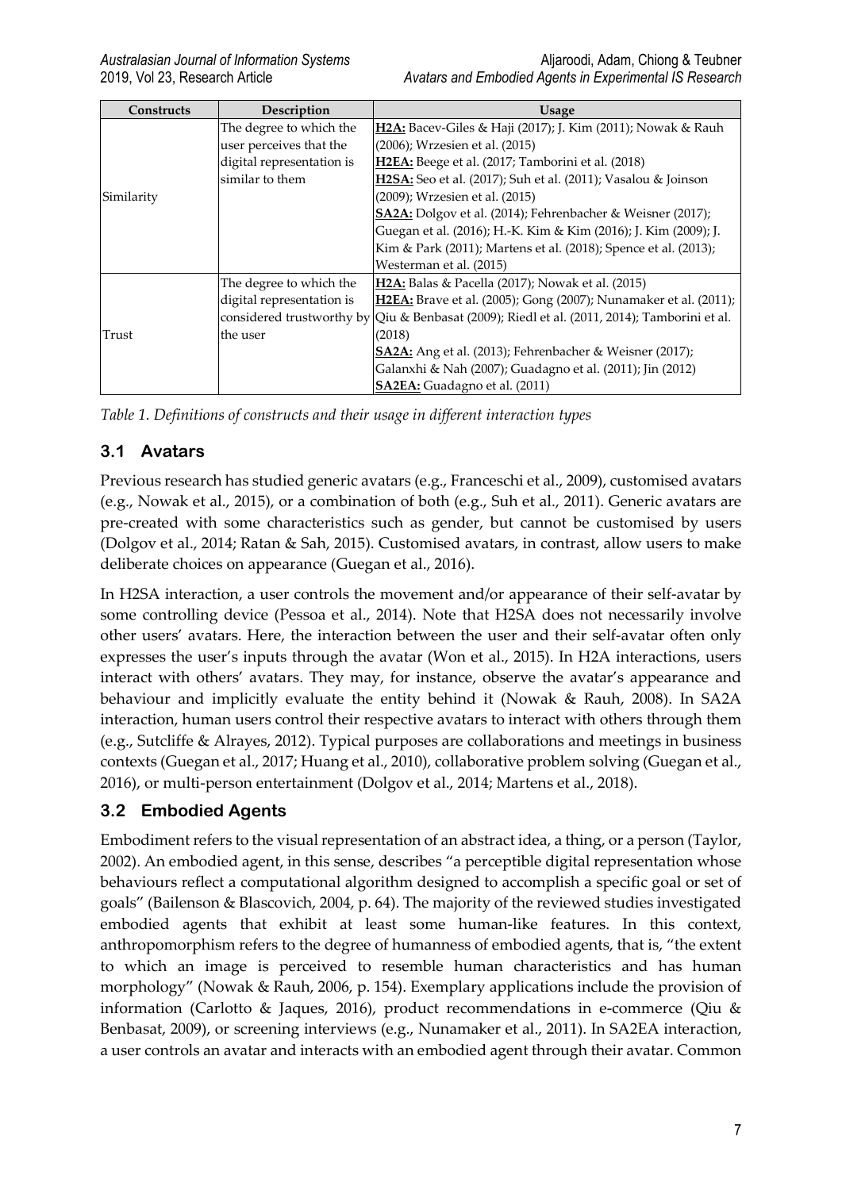| Constructs | Description | Usage |
|---|---|---|
| Similarity | The degree to which the user perceives that the digital representation is similar to them | **H2A:** Bacev-Giles & Haji (2017); J. Kim (2011); Nowak & Rauh (2006); Wrzesien et al. (2015)<br>**H2EA:** Beege et al. (2017; Tamborini et al. (2018)<br>**H2SA:** Seo et al. (2017); Suh et al. (2011); Vasalou & Joinson (2009); Wrzesien et al. (2015)<br>**SA2A:** Dolgov et al. (2014); Fehrenbacher & Weisner (2017); Guegan et al. (2016); H.-K. Kim & Kim (2016); J. Kim (2009); J. Kim & Park (2011); Martens et al. (2018); Spence et al. (2013); Westerman et al. (2015) |
| Trust | The degree to which the digital representation is considered trustworthy by the user | **H2A:** Balas & Pacella (2017); Nowak et al. (2015)<br>**H2EA:** Brave et al. (2005); Gong (2007); Nunamaker et al. (2011); Qiu & Benbasat (2009); Riedl et al. (2011, 2014); Tamborini et al. (2018)<br>**SA2A:** Ang et al. (2013); Fehrenbacher & Weisner (2017); Galanxhi & Nah (2007); Guadagno et al. (2011); Jin (2012)<br>**SA2EA:** Guadagno et al. (2011) |

*Table 1. Definitions of constructs and their usage in different interaction types*

## 3.1 Avatars

Previous research has studied generic avatars (e.g., Franceschi et al., 2009), customised avatars (e.g., Nowak et al., 2015), or a combination of both (e.g., Suh et al., 2011). Generic avatars are pre-created with some characteristics such as gender, but cannot be customised by users (Dolgov et al., 2014; Ratan & Sah, 2015). Customised avatars, in contrast, allow users to make deliberate choices on appearance (Guegan et al., 2016).

In H2SA interaction, a user controls the movement and/or appearance of their self-avatar by some controlling device (Pessoa et al., 2014). Note that H2SA does not necessarily involve other users' avatars. Here, the interaction between the user and their self-avatar often only expresses the user's inputs through the avatar (Won et al., 2015). In H2A interactions, users interact with others' avatars. They may, for instance, observe the avatar's appearance and behaviour and implicitly evaluate the entity behind it (Nowak & Rauh, 2008). In SA2A interaction, human users control their respective avatars to interact with others through them (e.g., Sutcliffe & Alrayes, 2012). Typical purposes are collaborations and meetings in business contexts (Guegan et al., 2017; Huang et al., 2010), collaborative problem solving (Guegan et al., 2016), or multi-person entertainment (Dolgov et al., 2014; Martens et al., 2018).

## 3.2 Embodied Agents

Embodiment refers to the visual representation of an abstract idea, a thing, or a person (Taylor, 2002). An embodied agent, in this sense, describes "a perceptible digital representation whose behaviours reflect a computational algorithm designed to accomplish a specific goal or set of goals" (Bailenson & Blascovich, 2004, p. 64). The majority of the reviewed studies investigated embodied agents that exhibit at least some human-like features. In this context, anthropomorphism refers to the degree of humanness of embodied agents, that is, "the extent to which an image is perceived to resemble human characteristics and has human morphology" (Nowak & Rauh, 2006, p. 154). Exemplary applications include the provision of information (Carlotto & Jaques, 2016), product recommendations in e-commerce (Qiu & Benbasat, 2009), or screening interviews (e.g., Nunamaker et al., 2011). In SA2EA interaction, a user controls an avatar and interacts with an embodied agent through their avatar. Common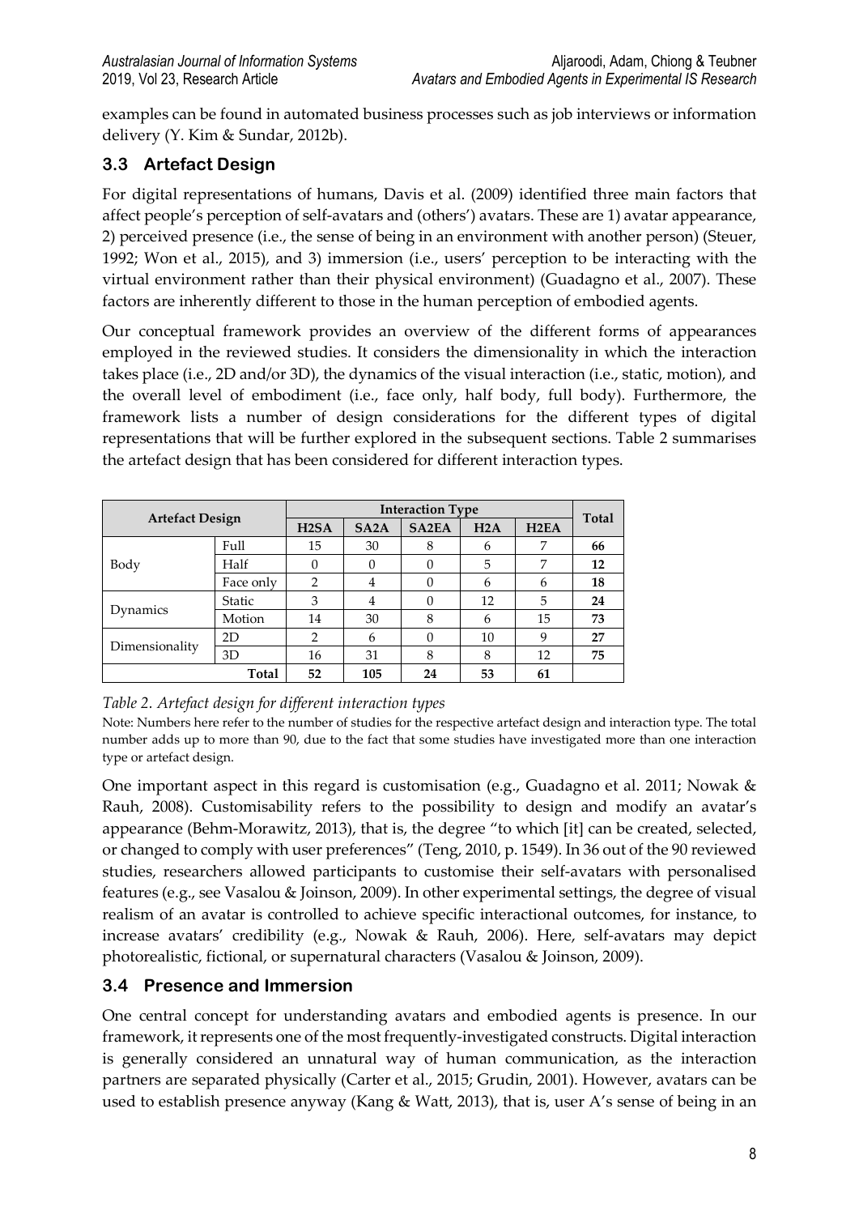examples can be found in automated business processes such as job interviews or information delivery (Y. Kim & Sundar, 2012b).

### 3.3 Artefact Design

For digital representations of humans, Davis et al. (2009) identified three main factors that affect people's perception of self-avatars and (others') avatars. These are 1) avatar appearance, 2) perceived presence (i.e., the sense of being in an environment with another person) (Steuer, 1992; Won et al., 2015), and 3) immersion (i.e., users' perception to be interacting with the virtual environment rather than their physical environment) (Guadagno et al., 2007). These factors are inherently different to those in the human perception of embodied agents.

Our conceptual framework provides an overview of the different forms of appearances employed in the reviewed studies. It considers the dimensionality in which the interaction takes place (i.e., 2D and/or 3D), the dynamics of the visual interaction (i.e., static, motion), and the overall level of embodiment (i.e., face only, half body, full body). Furthermore, the framework lists a number of design considerations for the different types of digital representations that will be further explored in the subsequent sections. Table 2 summarises the artefact design that has been considered for different interaction types.

| Artefact Design | | Interaction Type | | | | | Total |
|---|---|---|---|---|---|---|---|
| | | H2SA | SA2A | SA2EA | H2A | H2EA | |
| Body | Full | 15 | 30 | 8 | 6 | 7 | **66** |
| | Half | 0 | 0 | 0 | 5 | 7 | **12** |
| | Face only | 2 | 4 | 0 | 6 | 6 | **18** |
| Dynamics | Static | 3 | 4 | 0 | 12 | 5 | **24** |
| | Motion | 14 | 30 | 8 | 6 | 15 | **73** |
| Dimensionality | 2D | 2 | 6 | 0 | 10 | 9 | **27** |
| | 3D | 16 | 31 | 8 | 8 | 12 | **75** |
| | **Total** | **52** | **105** | **24** | **53** | **61** | |

*Table 2. Artefact design for different interaction types*

Note: Numbers here refer to the number of studies for the respective artefact design and interaction type. The total number adds up to more than 90, due to the fact that some studies have investigated more than one interaction type or artefact design.

One important aspect in this regard is customisation (e.g., Guadagno et al. 2011; Nowak & Rauh, 2008). Customisability refers to the possibility to design and modify an avatar's appearance (Behm-Morawitz, 2013), that is, the degree "to which [it] can be created, selected, or changed to comply with user preferences" (Teng, 2010, p. 1549). In 36 out of the 90 reviewed studies, researchers allowed participants to customise their self-avatars with personalised features (e.g., see Vasalou & Joinson, 2009). In other experimental settings, the degree of visual realism of an avatar is controlled to achieve specific interactional outcomes, for instance, to increase avatars' credibility (e.g., Nowak & Rauh, 2006). Here, self-avatars may depict photorealistic, fictional, or supernatural characters (Vasalou & Joinson, 2009).

### 3.4 Presence and Immersion

One central concept for understanding avatars and embodied agents is presence. In our framework, it represents one of the most frequently-investigated constructs. Digital interaction is generally considered an unnatural way of human communication, as the interaction partners are separated physically (Carter et al., 2015; Grudin, 2001). However, avatars can be used to establish presence anyway (Kang & Watt, 2013), that is, user A's sense of being in an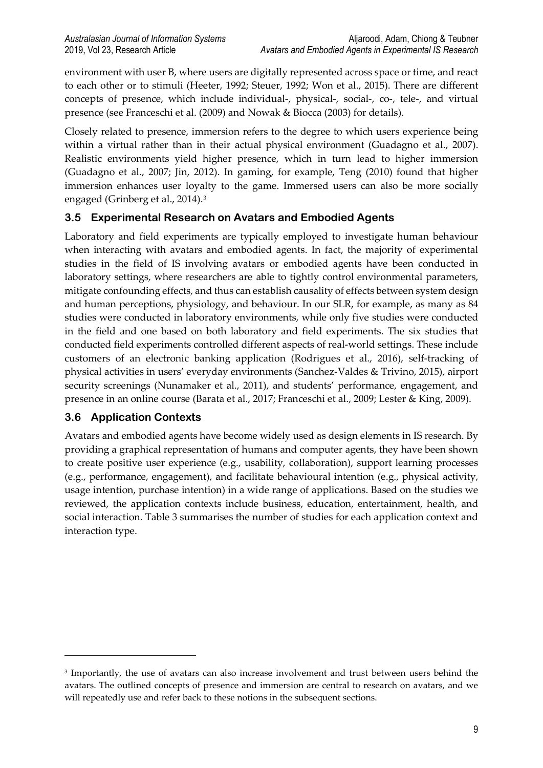environment with user B, where users are digitally represented across space or time, and react to each other or to stimuli (Heeter, 1992; Steuer, 1992; Won et al., 2015). There are different concepts of presence, which include individual-, physical-, social-, co-, tele-, and virtual presence (see Franceschi et al. (2009) and Nowak & Biocca (2003) for details).

Closely related to presence, immersion refers to the degree to which users experience being within a virtual rather than in their actual physical environment (Guadagno et al., 2007). Realistic environments yield higher presence, which in turn lead to higher immersion (Guadagno et al., 2007; Jin, 2012). In gaming, for example, Teng (2010) found that higher immersion enhances user loyalty to the game. Immersed users can also be more socially engaged (Grinberg et al., 2014).[3]

### 3.5 Experimental Research on Avatars and Embodied Agents

Laboratory and field experiments are typically employed to investigate human behaviour when interacting with avatars and embodied agents. In fact, the majority of experimental studies in the field of IS involving avatars or embodied agents have been conducted in laboratory settings, where researchers are able to tightly control environmental parameters, mitigate confounding effects, and thus can establish causality of effects between system design and human perceptions, physiology, and behaviour. In our SLR, for example, as many as 84 studies were conducted in laboratory environments, while only five studies were conducted in the field and one based on both laboratory and field experiments. The six studies that conducted field experiments controlled different aspects of real-world settings. These include customers of an electronic banking application (Rodrigues et al., 2016), self-tracking of physical activities in users' everyday environments (Sanchez-Valdes & Trivino, 2015), airport security screenings (Nunamaker et al., 2011), and students' performance, engagement, and presence in an online course (Barata et al., 2017; Franceschi et al., 2009; Lester & King, 2009).

### 3.6 Application Contexts

Avatars and embodied agents have become widely used as design elements in IS research. By providing a graphical representation of humans and computer agents, they have been shown to create positive user experience (e.g., usability, collaboration), support learning processes (e.g., performance, engagement), and facilitate behavioural intention (e.g., physical activity, usage intention, purchase intention) in a wide range of applications. Based on the studies we reviewed, the application contexts include business, education, entertainment, health, and social interaction. Table 3 summarises the number of studies for each application context and interaction type.

---

[3] Importantly, the use of avatars can also increase involvement and trust between users behind the avatars. The outlined concepts of presence and immersion are central to research on avatars, and we will repeatedly use and refer back to these notions in the subsequent sections.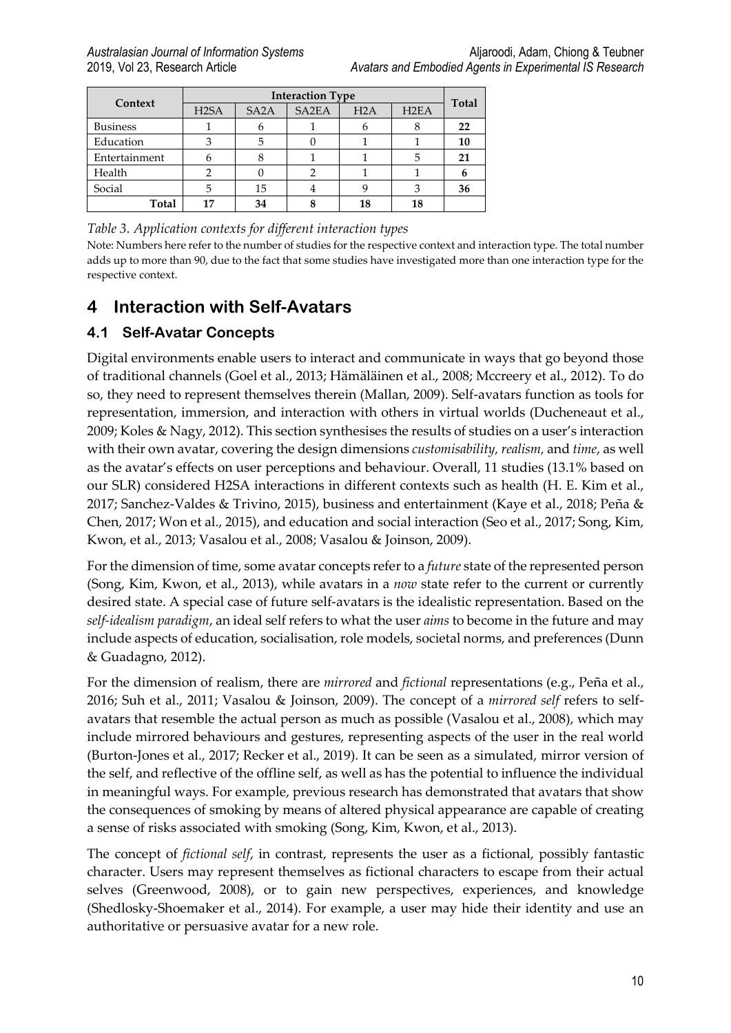| Context | Interaction Type | | | | | Total |
|---|---|---|---|---|---|---|
| | H2SA | SA2A | SA2EA | H2A | H2EA | |
| Business | 1 | 6 | 1 | 6 | 8 | **22** |
| Education | 3 | 5 | 0 | 1 | 1 | **10** |
| Entertainment | 6 | 8 | 1 | 1 | 5 | **21** |
| Health | 2 | 0 | 2 | 1 | 1 | **6** |
| Social | 5 | 15 | 4 | 9 | 3 | **36** |
| **Total** | **17** | **34** | **8** | **18** | **18** | |

*Table 3. Application contexts for different interaction types*

Note: Numbers here refer to the number of studies for the respective context and interaction type. The total number adds up to more than 90, due to the fact that some studies have investigated more than one interaction type for the respective context.

# 4 Interaction with Self-Avatars

## 4.1 Self-Avatar Concepts

Digital environments enable users to interact and communicate in ways that go beyond those of traditional channels (Goel et al., 2013; Hämäläinen et al., 2008; Mccreery et al., 2012). To do so, they need to represent themselves therein (Mallan, 2009). Self-avatars function as tools for representation, immersion, and interaction with others in virtual worlds (Ducheneaut et al., 2009; Koles & Nagy, 2012). This section synthesises the results of studies on a user's interaction with their own avatar, covering the design dimensions *customisability*, *realism*, and *time*, as well as the avatar's effects on user perceptions and behaviour. Overall, 11 studies (13.1% based on our SLR) considered H2SA interactions in different contexts such as health (H. E. Kim et al., 2017; Sanchez-Valdes & Trivino, 2015), business and entertainment (Kaye et al., 2018; Peña & Chen, 2017; Won et al., 2015), and education and social interaction (Seo et al., 2017; Song, Kim, Kwon, et al., 2013; Vasalou et al., 2008; Vasalou & Joinson, 2009).

For the dimension of time, some avatar concepts refer to a *future* state of the represented person (Song, Kim, Kwon, et al., 2013), while avatars in a *now* state refer to the current or currently desired state. A special case of future self-avatars is the idealistic representation. Based on the *self-idealism paradigm*, an ideal self refers to what the user *aims* to become in the future and may include aspects of education, socialisation, role models, societal norms, and preferences (Dunn & Guadagno, 2012).

For the dimension of realism, there are *mirrored* and *fictional* representations (e.g., Peña et al., 2016; Suh et al., 2011; Vasalou & Joinson, 2009). The concept of a *mirrored self* refers to self-avatars that resemble the actual person as much as possible (Vasalou et al., 2008), which may include mirrored behaviours and gestures, representing aspects of the user in the real world (Burton-Jones et al., 2017; Recker et al., 2019). It can be seen as a simulated, mirror version of the self, and reflective of the offline self, as well as has the potential to influence the individual in meaningful ways. For example, previous research has demonstrated that avatars that show the consequences of smoking by means of altered physical appearance are capable of creating a sense of risks associated with smoking (Song, Kim, Kwon, et al., 2013).

The concept of *fictional self*, in contrast, represents the user as a fictional, possibly fantastic character. Users may represent themselves as fictional characters to escape from their actual selves (Greenwood, 2008), or to gain new perspectives, experiences, and knowledge (Shedlosky-Shoemaker et al., 2014). For example, a user may hide their identity and use an authoritative or persuasive avatar for a new role.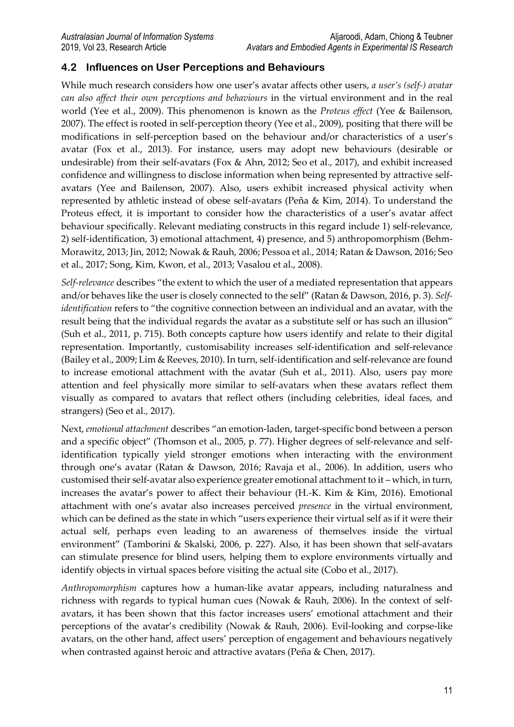## 4.2 Influences on User Perceptions and Behaviours

While much research considers how one user's avatar affects other users, *a user's (self-) avatar can also affect their own perceptions and behaviours* in the virtual environment and in the real world (Yee et al., 2009). This phenomenon is known as the *Proteus effect* (Yee & Bailenson, 2007). The effect is rooted in self-perception theory (Yee et al., 2009), positing that there will be modifications in self-perception based on the behaviour and/or characteristics of a user's avatar (Fox et al., 2013). For instance, users may adopt new behaviours (desirable or undesirable) from their self-avatars (Fox & Ahn, 2012; Seo et al., 2017), and exhibit increased confidence and willingness to disclose information when being represented by attractive self-avatars (Yee and Bailenson, 2007). Also, users exhibit increased physical activity when represented by athletic instead of obese self-avatars (Peña & Kim, 2014). To understand the Proteus effect, it is important to consider how the characteristics of a user's avatar affect behaviour specifically. Relevant mediating constructs in this regard include 1) self-relevance, 2) self-identification, 3) emotional attachment, 4) presence, and 5) anthropomorphism (Behm-Morawitz, 2013; Jin, 2012; Nowak & Rauh, 2006; Pessoa et al., 2014; Ratan & Dawson, 2016; Seo et al., 2017; Song, Kim, Kwon, et al., 2013; Vasalou et al., 2008).

*Self-relevance* describes "the extent to which the user of a mediated representation that appears and/or behaves like the user is closely connected to the self" (Ratan & Dawson, 2016, p. 3). *Self-identification* refers to "the cognitive connection between an individual and an avatar, with the result being that the individual regards the avatar as a substitute self or has such an illusion" (Suh et al., 2011, p. 715). Both concepts capture how users identify and relate to their digital representation. Importantly, customisability increases self-identification and self-relevance (Bailey et al., 2009; Lim & Reeves, 2010). In turn, self-identification and self-relevance are found to increase emotional attachment with the avatar (Suh et al., 2011). Also, users pay more attention and feel physically more similar to self-avatars when these avatars reflect them visually as compared to avatars that reflect others (including celebrities, ideal faces, and strangers) (Seo et al., 2017).

Next, *emotional attachment* describes "an emotion-laden, target-specific bond between a person and a specific object" (Thomson et al., 2005, p. 77). Higher degrees of self-relevance and self-identification typically yield stronger emotions when interacting with the environment through one's avatar (Ratan & Dawson, 2016; Ravaja et al., 2006). In addition, users who customised their self-avatar also experience greater emotional attachment to it – which, in turn, increases the avatar's power to affect their behaviour (H.-K. Kim & Kim, 2016). Emotional attachment with one's avatar also increases perceived *presence* in the virtual environment, which can be defined as the state in which "users experience their virtual self as if it were their actual self, perhaps even leading to an awareness of themselves inside the virtual environment" (Tamborini & Skalski, 2006, p. 227). Also, it has been shown that self-avatars can stimulate presence for blind users, helping them to explore environments virtually and identify objects in virtual spaces before visiting the actual site (Cobo et al., 2017).

*Anthropomorphism* captures how a human-like avatar appears, including naturalness and richness with regards to typical human cues (Nowak & Rauh, 2006). In the context of self-avatars, it has been shown that this factor increases users' emotional attachment and their perceptions of the avatar's credibility (Nowak & Rauh, 2006). Evil-looking and corpse-like avatars, on the other hand, affect users' perception of engagement and behaviours negatively when contrasted against heroic and attractive avatars (Peña & Chen, 2017).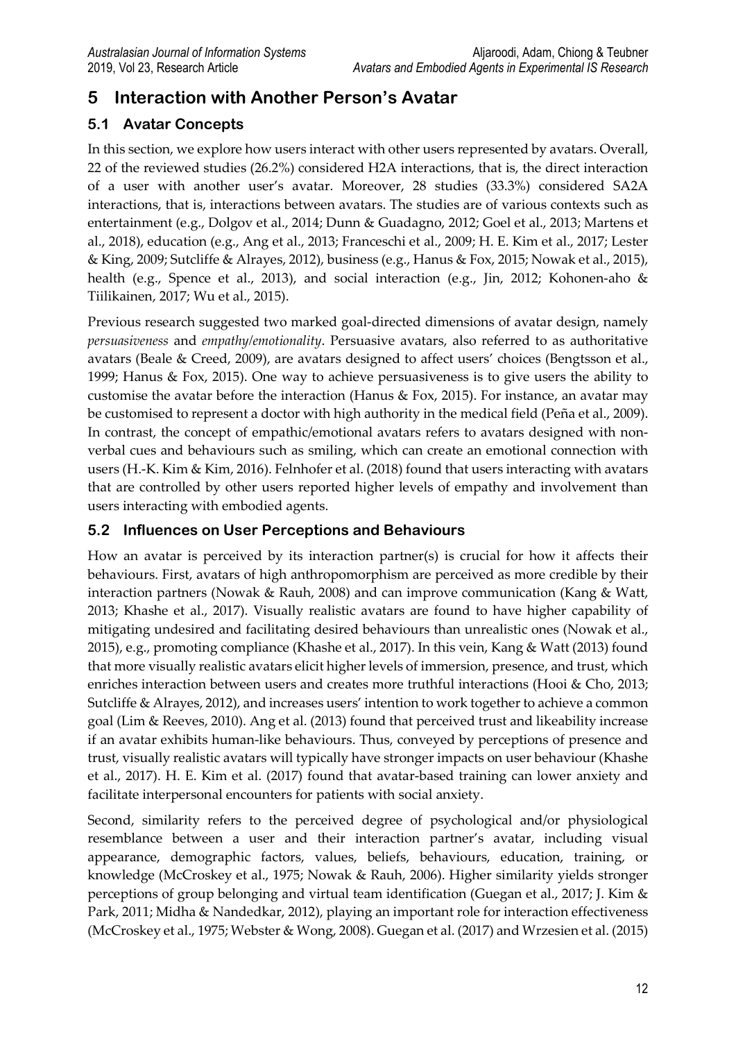## 5 Interaction with Another Person's Avatar

### 5.1 Avatar Concepts

In this section, we explore how users interact with other users represented by avatars. Overall, 22 of the reviewed studies (26.2%) considered H2A interactions, that is, the direct interaction of a user with another user's avatar. Moreover, 28 studies (33.3%) considered SA2A interactions, that is, interactions between avatars. The studies are of various contexts such as entertainment (e.g., Dolgov et al., 2014; Dunn & Guadagno, 2012; Goel et al., 2013; Martens et al., 2018), education (e.g., Ang et al., 2013; Franceschi et al., 2009; H. E. Kim et al., 2017; Lester & King, 2009; Sutcliffe & Alrayes, 2012), business (e.g., Hanus & Fox, 2015; Nowak et al., 2015), health (e.g., Spence et al., 2013), and social interaction (e.g., Jin, 2012; Kohonen-aho & Tiilikainen, 2017; Wu et al., 2015).

Previous research suggested two marked goal-directed dimensions of avatar design, namely *persuasiveness* and *empathy/emotionality*. Persuasive avatars, also referred to as authoritative avatars (Beale & Creed, 2009), are avatars designed to affect users' choices (Bengtsson et al., 1999; Hanus & Fox, 2015). One way to achieve persuasiveness is to give users the ability to customise the avatar before the interaction (Hanus & Fox, 2015). For instance, an avatar may be customised to represent a doctor with high authority in the medical field (Peña et al., 2009). In contrast, the concept of empathic/emotional avatars refers to avatars designed with non-verbal cues and behaviours such as smiling, which can create an emotional connection with users (H.-K. Kim & Kim, 2016). Felnhofer et al. (2018) found that users interacting with avatars that are controlled by other users reported higher levels of empathy and involvement than users interacting with embodied agents.

### 5.2 Influences on User Perceptions and Behaviours

How an avatar is perceived by its interaction partner(s) is crucial for how it affects their behaviours. First, avatars of high anthropomorphism are perceived as more credible by their interaction partners (Nowak & Rauh, 2008) and can improve communication (Kang & Watt, 2013; Khashe et al., 2017). Visually realistic avatars are found to have higher capability of mitigating undesired and facilitating desired behaviours than unrealistic ones (Nowak et al., 2015), e.g., promoting compliance (Khashe et al., 2017). In this vein, Kang & Watt (2013) found that more visually realistic avatars elicit higher levels of immersion, presence, and trust, which enriches interaction between users and creates more truthful interactions (Hooi & Cho, 2013; Sutcliffe & Alrayes, 2012), and increases users' intention to work together to achieve a common goal (Lim & Reeves, 2010). Ang et al. (2013) found that perceived trust and likeability increase if an avatar exhibits human-like behaviours. Thus, conveyed by perceptions of presence and trust, visually realistic avatars will typically have stronger impacts on user behaviour (Khashe et al., 2017). H. E. Kim et al. (2017) found that avatar-based training can lower anxiety and facilitate interpersonal encounters for patients with social anxiety.

Second, similarity refers to the perceived degree of psychological and/or physiological resemblance between a user and their interaction partner's avatar, including visual appearance, demographic factors, values, beliefs, behaviours, education, training, or knowledge (McCroskey et al., 1975; Nowak & Rauh, 2006). Higher similarity yields stronger perceptions of group belonging and virtual team identification (Guegan et al., 2017; J. Kim & Park, 2011; Midha & Nandedkar, 2012), playing an important role for interaction effectiveness (McCroskey et al., 1975; Webster & Wong, 2008). Guegan et al. (2017) and Wrzesien et al. (2015)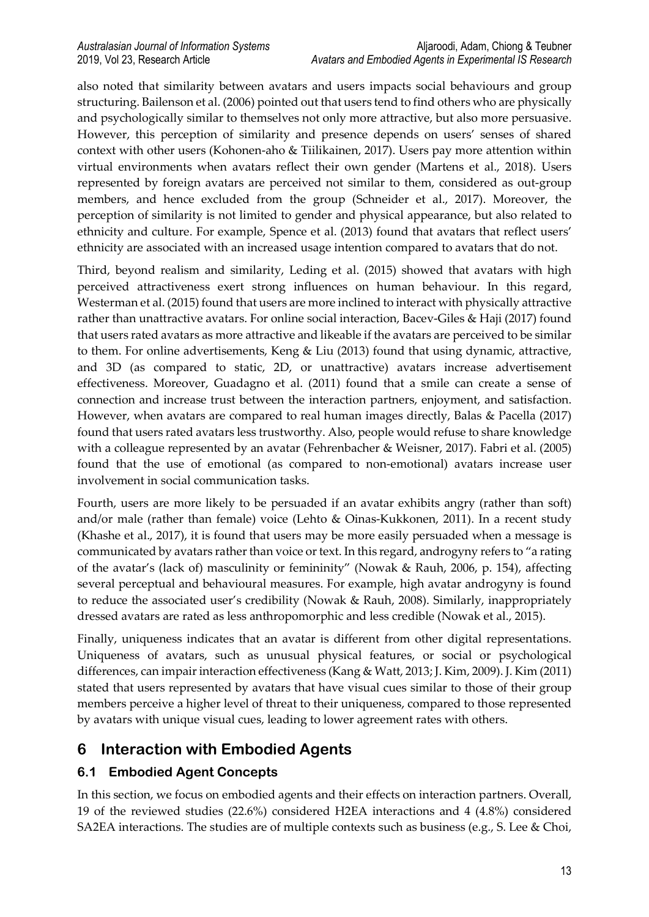also noted that similarity between avatars and users impacts social behaviours and group structuring. Bailenson et al. (2006) pointed out that users tend to find others who are physically and psychologically similar to themselves not only more attractive, but also more persuasive. However, this perception of similarity and presence depends on users' senses of shared context with other users (Kohonen-aho & Tiilikainen, 2017). Users pay more attention within virtual environments when avatars reflect their own gender (Martens et al., 2018). Users represented by foreign avatars are perceived not similar to them, considered as out-group members, and hence excluded from the group (Schneider et al., 2017). Moreover, the perception of similarity is not limited to gender and physical appearance, but also related to ethnicity and culture. For example, Spence et al. (2013) found that avatars that reflect users' ethnicity are associated with an increased usage intention compared to avatars that do not.

Third, beyond realism and similarity, Leding et al. (2015) showed that avatars with high perceived attractiveness exert strong influences on human behaviour. In this regard, Westerman et al. (2015) found that users are more inclined to interact with physically attractive rather than unattractive avatars. For online social interaction, Bacev-Giles & Haji (2017) found that users rated avatars as more attractive and likeable if the avatars are perceived to be similar to them. For online advertisements, Keng & Liu (2013) found that using dynamic, attractive, and 3D (as compared to static, 2D, or unattractive) avatars increase advertisement effectiveness. Moreover, Guadagno et al. (2011) found that a smile can create a sense of connection and increase trust between the interaction partners, enjoyment, and satisfaction. However, when avatars are compared to real human images directly, Balas & Pacella (2017) found that users rated avatars less trustworthy. Also, people would refuse to share knowledge with a colleague represented by an avatar (Fehrenbacher & Weisner, 2017). Fabri et al. (2005) found that the use of emotional (as compared to non-emotional) avatars increase user involvement in social communication tasks.

Fourth, users are more likely to be persuaded if an avatar exhibits angry (rather than soft) and/or male (rather than female) voice (Lehto & Oinas-Kukkonen, 2011). In a recent study (Khashe et al., 2017), it is found that users may be more easily persuaded when a message is communicated by avatars rather than voice or text. In this regard, androgyny refers to "a rating of the avatar's (lack of) masculinity or femininity" (Nowak & Rauh, 2006, p. 154), affecting several perceptual and behavioural measures. For example, high avatar androgyny is found to reduce the associated user's credibility (Nowak & Rauh, 2008). Similarly, inappropriately dressed avatars are rated as less anthropomorphic and less credible (Nowak et al., 2015).

Finally, uniqueness indicates that an avatar is different from other digital representations. Uniqueness of avatars, such as unusual physical features, or social or psychological differences, can impair interaction effectiveness (Kang & Watt, 2013; J. Kim, 2009). J. Kim (2011) stated that users represented by avatars that have visual cues similar to those of their group members perceive a higher level of threat to their uniqueness, compared to those represented by avatars with unique visual cues, leading to lower agreement rates with others.

# 6 Interaction with Embodied Agents

## 6.1 Embodied Agent Concepts

In this section, we focus on embodied agents and their effects on interaction partners. Overall, 19 of the reviewed studies (22.6%) considered H2EA interactions and 4 (4.8%) considered SA2EA interactions. The studies are of multiple contexts such as business (e.g., S. Lee & Choi,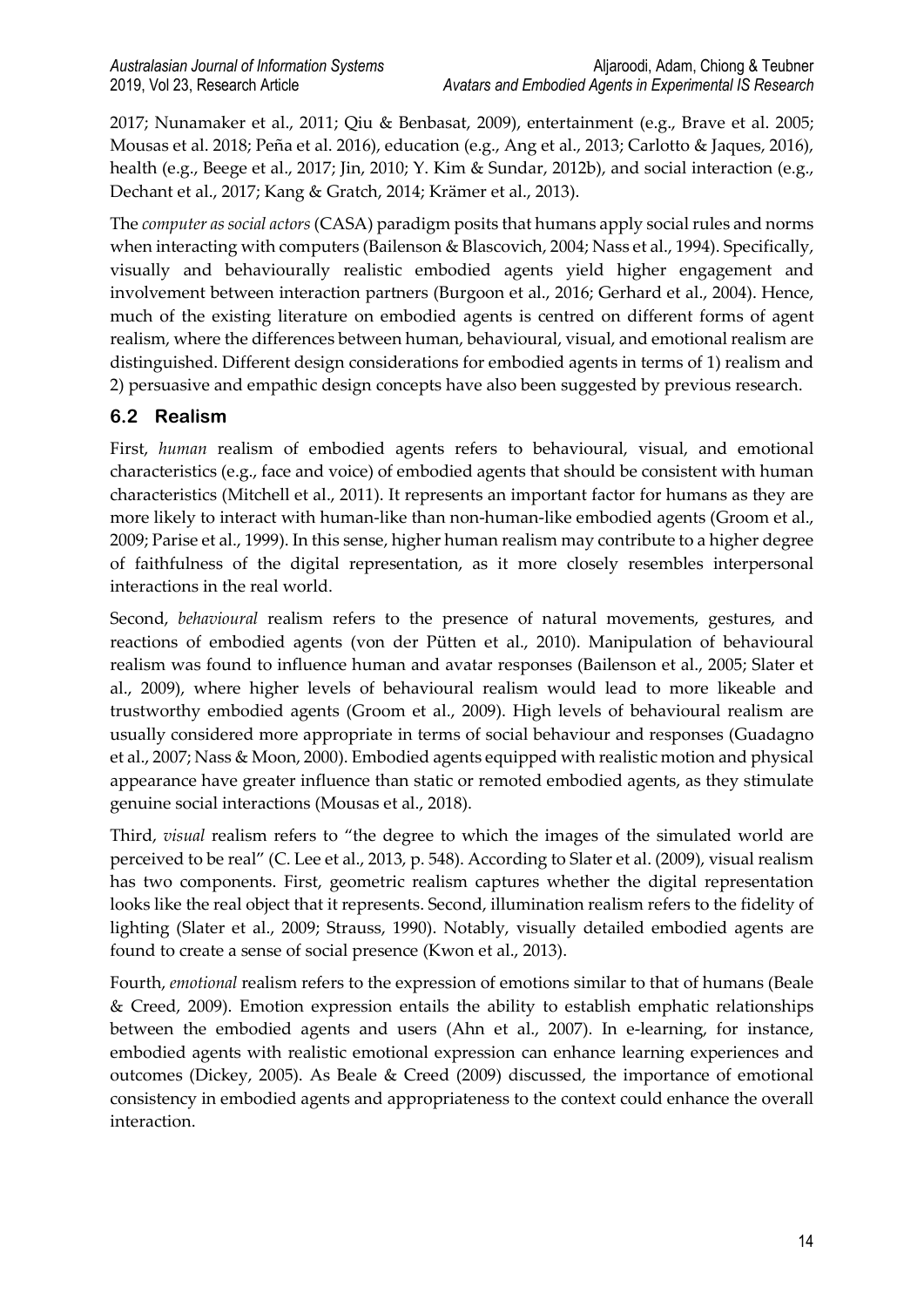2017; Nunamaker et al., 2011; Qiu & Benbasat, 2009), entertainment (e.g., Brave et al. 2005; Mousas et al. 2018; Peña et al. 2016), education (e.g., Ang et al., 2013; Carlotto & Jaques, 2016), health (e.g., Beege et al., 2017; Jin, 2010; Y. Kim & Sundar, 2012b), and social interaction (e.g., Dechant et al., 2017; Kang & Gratch, 2014; Krämer et al., 2013).

The *computer as social actors* (CASA) paradigm posits that humans apply social rules and norms when interacting with computers (Bailenson & Blascovich, 2004; Nass et al., 1994). Specifically, visually and behaviourally realistic embodied agents yield higher engagement and involvement between interaction partners (Burgoon et al., 2016; Gerhard et al., 2004). Hence, much of the existing literature on embodied agents is centred on different forms of agent realism, where the differences between human, behavioural, visual, and emotional realism are distinguished. Different design considerations for embodied agents in terms of 1) realism and 2) persuasive and empathic design concepts have also been suggested by previous research.

## 6.2 Realism

First, *human* realism of embodied agents refers to behavioural, visual, and emotional characteristics (e.g., face and voice) of embodied agents that should be consistent with human characteristics (Mitchell et al., 2011). It represents an important factor for humans as they are more likely to interact with human-like than non-human-like embodied agents (Groom et al., 2009; Parise et al., 1999). In this sense, higher human realism may contribute to a higher degree of faithfulness of the digital representation, as it more closely resembles interpersonal interactions in the real world.

Second, *behavioural* realism refers to the presence of natural movements, gestures, and reactions of embodied agents (von der Pütten et al., 2010). Manipulation of behavioural realism was found to influence human and avatar responses (Bailenson et al., 2005; Slater et al., 2009), where higher levels of behavioural realism would lead to more likeable and trustworthy embodied agents (Groom et al., 2009). High levels of behavioural realism are usually considered more appropriate in terms of social behaviour and responses (Guadagno et al., 2007; Nass & Moon, 2000). Embodied agents equipped with realistic motion and physical appearance have greater influence than static or remoted embodied agents, as they stimulate genuine social interactions (Mousas et al., 2018).

Third, *visual* realism refers to "the degree to which the images of the simulated world are perceived to be real" (C. Lee et al., 2013, p. 548). According to Slater et al. (2009), visual realism has two components. First, geometric realism captures whether the digital representation looks like the real object that it represents. Second, illumination realism refers to the fidelity of lighting (Slater et al., 2009; Strauss, 1990). Notably, visually detailed embodied agents are found to create a sense of social presence (Kwon et al., 2013).

Fourth, *emotional* realism refers to the expression of emotions similar to that of humans (Beale & Creed, 2009). Emotion expression entails the ability to establish emphatic relationships between the embodied agents and users (Ahn et al., 2007). In e-learning, for instance, embodied agents with realistic emotional expression can enhance learning experiences and outcomes (Dickey, 2005). As Beale & Creed (2009) discussed, the importance of emotional consistency in embodied agents and appropriateness to the context could enhance the overall interaction.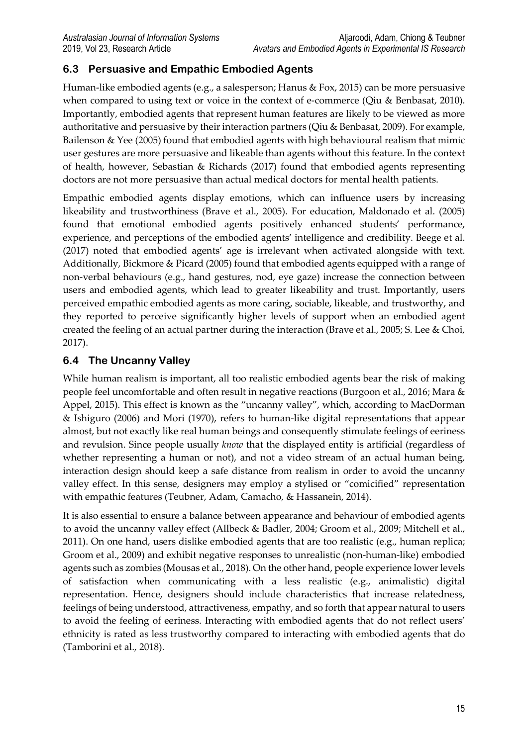## 6.3 Persuasive and Empathic Embodied Agents

Human-like embodied agents (e.g., a salesperson; Hanus & Fox, 2015) can be more persuasive when compared to using text or voice in the context of e-commerce (Qiu & Benbasat, 2010). Importantly, embodied agents that represent human features are likely to be viewed as more authoritative and persuasive by their interaction partners (Qiu & Benbasat, 2009). For example, Bailenson & Yee (2005) found that embodied agents with high behavioural realism that mimic user gestures are more persuasive and likeable than agents without this feature. In the context of health, however, Sebastian & Richards (2017) found that embodied agents representing doctors are not more persuasive than actual medical doctors for mental health patients.

Empathic embodied agents display emotions, which can influence users by increasing likeability and trustworthiness (Brave et al., 2005). For education, Maldonado et al. (2005) found that emotional embodied agents positively enhanced students' performance, experience, and perceptions of the embodied agents' intelligence and credibility. Beege et al. (2017) noted that embodied agents' age is irrelevant when activated alongside with text. Additionally, Bickmore & Picard (2005) found that embodied agents equipped with a range of non-verbal behaviours (e.g., hand gestures, nod, eye gaze) increase the connection between users and embodied agents, which lead to greater likeability and trust. Importantly, users perceived empathic embodied agents as more caring, sociable, likeable, and trustworthy, and they reported to perceive significantly higher levels of support when an embodied agent created the feeling of an actual partner during the interaction (Brave et al., 2005; S. Lee & Choi, 2017).

## 6.4 The Uncanny Valley

While human realism is important, all too realistic embodied agents bear the risk of making people feel uncomfortable and often result in negative reactions (Burgoon et al., 2016; Mara & Appel, 2015). This effect is known as the "uncanny valley", which, according to MacDorman & Ishiguro (2006) and Mori (1970), refers to human-like digital representations that appear almost, but not exactly like real human beings and consequently stimulate feelings of eeriness and revulsion. Since people usually *know* that the displayed entity is artificial (regardless of whether representing a human or not), and not a video stream of an actual human being, interaction design should keep a safe distance from realism in order to avoid the uncanny valley effect. In this sense, designers may employ a stylised or "comicified" representation with empathic features (Teubner, Adam, Camacho, & Hassanein, 2014).

It is also essential to ensure a balance between appearance and behaviour of embodied agents to avoid the uncanny valley effect (Allbeck & Badler, 2004; Groom et al., 2009; Mitchell et al., 2011). On one hand, users dislike embodied agents that are too realistic (e.g., human replica; Groom et al., 2009) and exhibit negative responses to unrealistic (non-human-like) embodied agents such as zombies (Mousas et al., 2018). On the other hand, people experience lower levels of satisfaction when communicating with a less realistic (e.g., animalistic) digital representation. Hence, designers should include characteristics that increase relatedness, feelings of being understood, attractiveness, empathy, and so forth that appear natural to users to avoid the feeling of eeriness. Interacting with embodied agents that do not reflect users' ethnicity is rated as less trustworthy compared to interacting with embodied agents that do (Tamborini et al., 2018).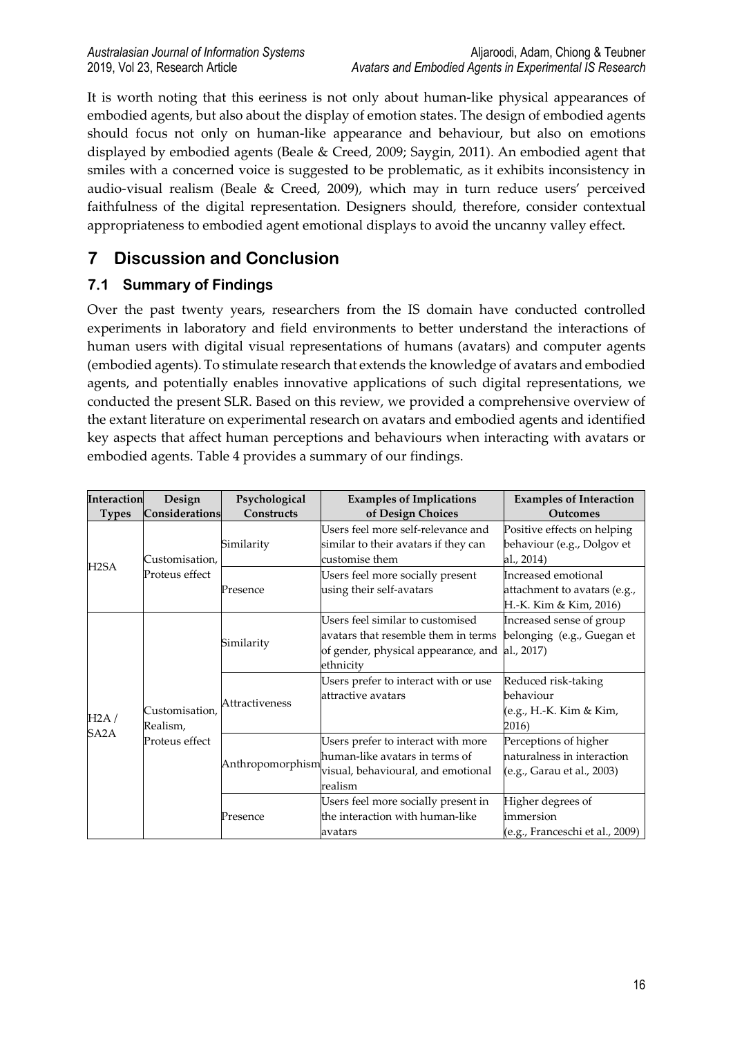It is worth noting that this eeriness is not only about human-like physical appearances of embodied agents, but also about the display of emotion states. The design of embodied agents should focus not only on human-like appearance and behaviour, but also on emotions displayed by embodied agents (Beale & Creed, 2009; Saygin, 2011). An embodied agent that smiles with a concerned voice is suggested to be problematic, as it exhibits inconsistency in audio-visual realism (Beale & Creed, 2009), which may in turn reduce users' perceived faithfulness of the digital representation. Designers should, therefore, consider contextual appropriateness to embodied agent emotional displays to avoid the uncanny valley effect.

# 7 Discussion and Conclusion

## 7.1 Summary of Findings

Over the past twenty years, researchers from the IS domain have conducted controlled experiments in laboratory and field environments to better understand the interactions of human users with digital visual representations of humans (avatars) and computer agents (embodied agents). To stimulate research that extends the knowledge of avatars and embodied agents, and potentially enables innovative applications of such digital representations, we conducted the present SLR. Based on this review, we provided a comprehensive overview of the extant literature on experimental research on avatars and embodied agents and identified key aspects that affect human perceptions and behaviours when interacting with avatars or embodied agents. Table 4 provides a summary of our findings.

| Interaction Types | Design Considerations | Psychological Constructs | Examples of Implications of Design Choices | Examples of Interaction Outcomes |
|---|---|---|---|---|
| H2SA | Customisation, Proteus effect | Similarity | Users feel more self-relevance and similar to their avatars if they can customise them | Positive effects on helping behaviour (e.g., Dolgov et al., 2014) |
| | | Presence | Users feel more socially present using their self-avatars | Increased emotional attachment to avatars (e.g., H.-K. Kim & Kim, 2016) |
| H2A / SA2A | Customisation, Realism, Proteus effect | Similarity | Users feel similar to customised avatars that resemble them in terms of gender, physical appearance, and ethnicity | Increased sense of group belonging (e.g., Guegan et al., 2017) |
| | | Attractiveness | Users prefer to interact with or use attractive avatars | Reduced risk-taking behaviour (e.g., H.-K. Kim & Kim, 2016) |
| | | Anthropomorphism | Users prefer to interact with more human-like avatars in terms of visual, behavioural, and emotional realism | Perceptions of higher naturalness in interaction (e.g., Garau et al., 2003) |
| | | Presence | Users feel more socially present in the interaction with human-like avatars | Higher degrees of immersion (e.g., Franceschi et al., 2009) |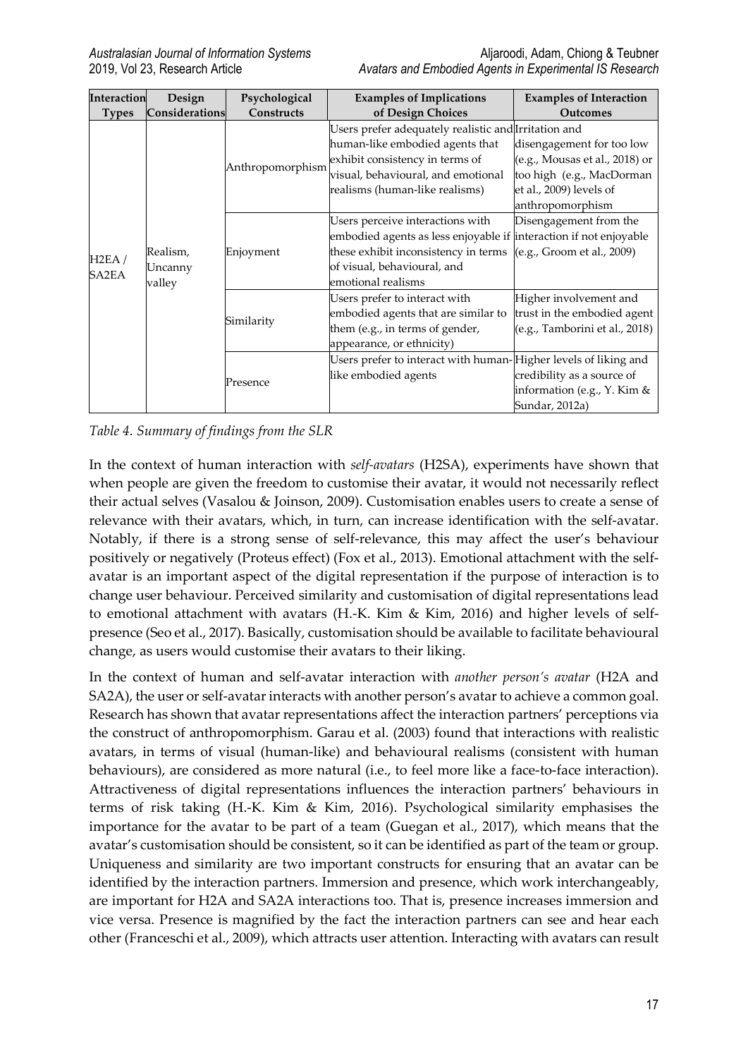| Interaction Types | Design Considerations | Psychological Constructs | Examples of Implications of Design Choices | Examples of Interaction Outcomes |
|---|---|---|---|---|
| H2EA / SA2EA | Realism, Uncanny valley | Anthropomorphism | Users prefer adequately realistic and human-like embodied agents that exhibit consistency in terms of visual, behavioural, and emotional realisms (human-like realisms) | Irritation and disengagement for too low (e.g., Mousas et al., 2018) or too high (e.g., MacDorman et al., 2009) levels of anthropomorphism |
| | | Enjoyment | Users perceive interactions with embodied agents as less enjoyable if these exhibit inconsistency in terms of visual, behavioural, and emotional realisms | Disengagement from the interaction if not enjoyable (e.g., Groom et al., 2009) |
| | | Similarity | Users prefer to interact with embodied agents that are similar to them (e.g., in terms of gender, appearance, or ethnicity) | Higher involvement and trust in the embodied agent (e.g., Tamborini et al., 2018) |
| | | Presence | Users prefer to interact with human-like embodied agents | Higher levels of liking and credibility as a source of information (e.g., Y. Kim & Sundar, 2012a) |

*Table 4. Summary of findings from the SLR*

In the context of human interaction with *self-avatars* (H2SA), experiments have shown that when people are given the freedom to customise their avatar, it would not necessarily reflect their actual selves (Vasalou & Joinson, 2009). Customisation enables users to create a sense of relevance with their avatars, which, in turn, can increase identification with the self-avatar. Notably, if there is a strong sense of self-relevance, this may affect the user's behaviour positively or negatively (Proteus effect) (Fox et al., 2013). Emotional attachment with the self-avatar is an important aspect of the digital representation if the purpose of interaction is to change user behaviour. Perceived similarity and customisation of digital representations lead to emotional attachment with avatars (H.-K. Kim & Kim, 2016) and higher levels of self-presence (Seo et al., 2017). Basically, customisation should be available to facilitate behavioural change, as users would customise their avatars to their liking.

In the context of human and self-avatar interaction with *another person's avatar* (H2A and SA2A), the user or self-avatar interacts with another person's avatar to achieve a common goal. Research has shown that avatar representations affect the interaction partners' perceptions via the construct of anthropomorphism. Garau et al. (2003) found that interactions with realistic avatars, in terms of visual (human-like) and behavioural realisms (consistent with human behaviours), are considered as more natural (i.e., to feel more like a face-to-face interaction). Attractiveness of digital representations influences the interaction partners' behaviours in terms of risk taking (H.-K. Kim & Kim, 2016). Psychological similarity emphasises the importance for the avatar to be part of a team (Guegan et al., 2017), which means that the avatar's customisation should be consistent, so it can be identified as part of the team or group. Uniqueness and similarity are two important constructs for ensuring that an avatar can be identified by the interaction partners. Immersion and presence, which work interchangeably, are important for H2A and SA2A interactions too. That is, presence increases immersion and vice versa. Presence is magnified by the fact the interaction partners can see and hear each other (Franceschi et al., 2009), which attracts user attention. Interacting with avatars can result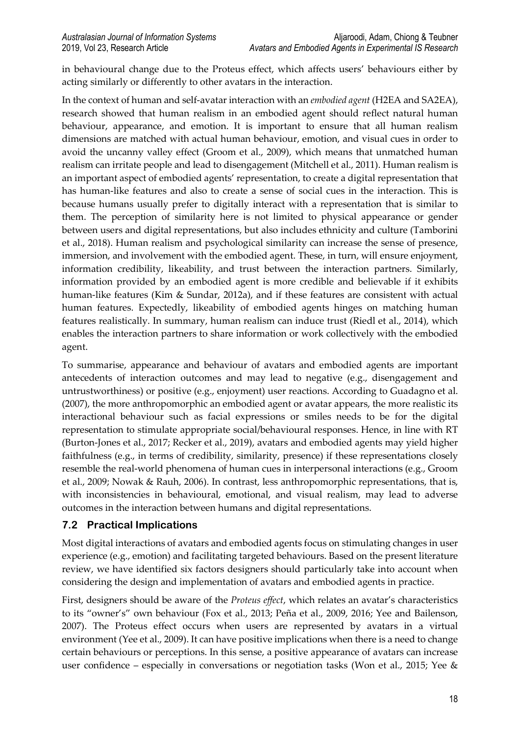in behavioural change due to the Proteus effect, which affects users' behaviours either by acting similarly or differently to other avatars in the interaction.

In the context of human and self-avatar interaction with an *embodied agent* (H2EA and SA2EA), research showed that human realism in an embodied agent should reflect natural human behaviour, appearance, and emotion. It is important to ensure that all human realism dimensions are matched with actual human behaviour, emotion, and visual cues in order to avoid the uncanny valley effect (Groom et al., 2009), which means that unmatched human realism can irritate people and lead to disengagement (Mitchell et al., 2011). Human realism is an important aspect of embodied agents' representation, to create a digital representation that has human-like features and also to create a sense of social cues in the interaction. This is because humans usually prefer to digitally interact with a representation that is similar to them. The perception of similarity here is not limited to physical appearance or gender between users and digital representations, but also includes ethnicity and culture (Tamborini et al., 2018). Human realism and psychological similarity can increase the sense of presence, immersion, and involvement with the embodied agent. These, in turn, will ensure enjoyment, information credibility, likeability, and trust between the interaction partners. Similarly, information provided by an embodied agent is more credible and believable if it exhibits human-like features (Kim & Sundar, 2012a), and if these features are consistent with actual human features. Expectedly, likeability of embodied agents hinges on matching human features realistically. In summary, human realism can induce trust (Riedl et al., 2014), which enables the interaction partners to share information or work collectively with the embodied agent.

To summarise, appearance and behaviour of avatars and embodied agents are important antecedents of interaction outcomes and may lead to negative (e.g., disengagement and untrustworthiness) or positive (e.g., enjoyment) user reactions. According to Guadagno et al. (2007), the more anthropomorphic an embodied agent or avatar appears, the more realistic its interactional behaviour such as facial expressions or smiles needs to be for the digital representation to stimulate appropriate social/behavioural responses. Hence, in line with RT (Burton-Jones et al., 2017; Recker et al., 2019), avatars and embodied agents may yield higher faithfulness (e.g., in terms of credibility, similarity, presence) if these representations closely resemble the real-world phenomena of human cues in interpersonal interactions (e.g., Groom et al., 2009; Nowak & Rauh, 2006). In contrast, less anthropomorphic representations, that is, with inconsistencies in behavioural, emotional, and visual realism, may lead to adverse outcomes in the interaction between humans and digital representations.

## 7.2 Practical Implications

Most digital interactions of avatars and embodied agents focus on stimulating changes in user experience (e.g., emotion) and facilitating targeted behaviours. Based on the present literature review, we have identified six factors designers should particularly take into account when considering the design and implementation of avatars and embodied agents in practice.

First, designers should be aware of the *Proteus effect*, which relates an avatar's characteristics to its "owner's" own behaviour (Fox et al., 2013; Peña et al., 2009, 2016; Yee and Bailenson, 2007). The Proteus effect occurs when users are represented by avatars in a virtual environment (Yee et al., 2009). It can have positive implications when there is a need to change certain behaviours or perceptions. In this sense, a positive appearance of avatars can increase user confidence – especially in conversations or negotiation tasks (Won et al., 2015; Yee &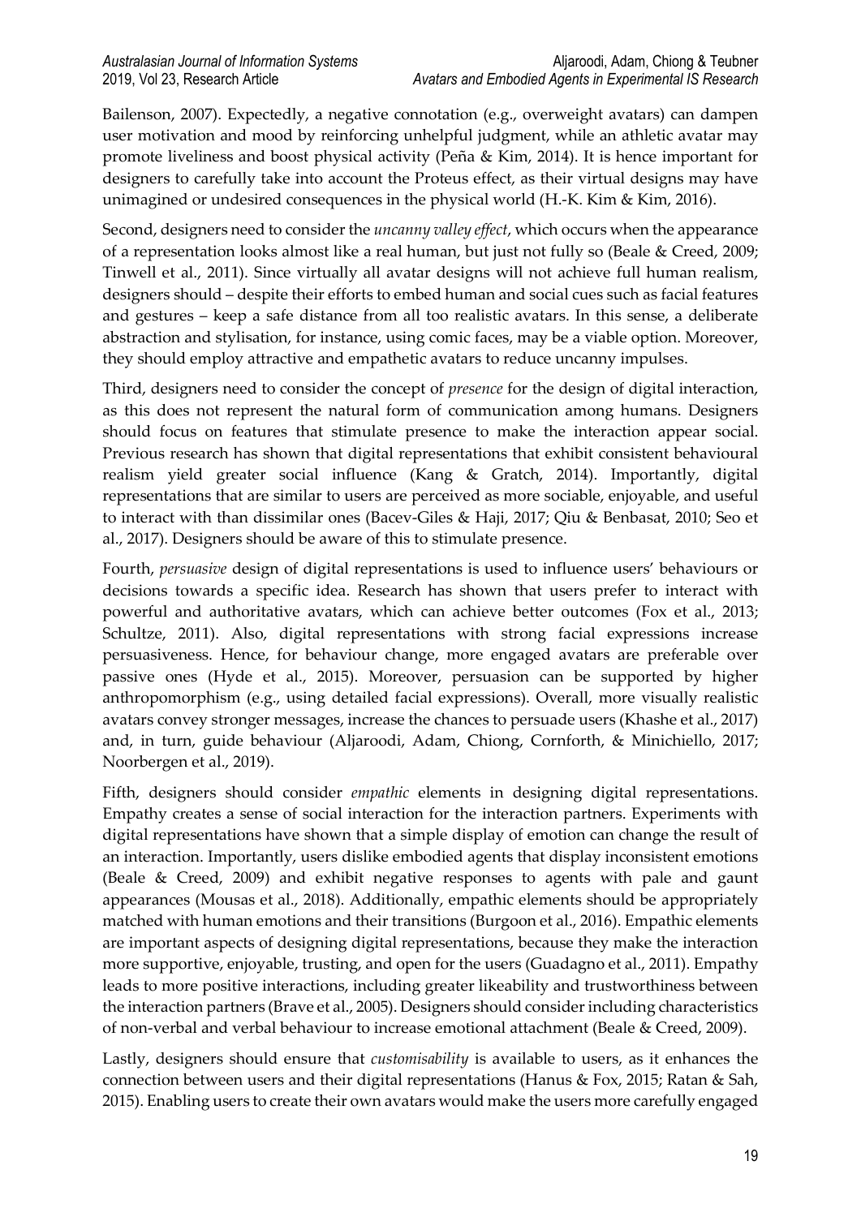Bailenson, 2007). Expectedly, a negative connotation (e.g., overweight avatars) can dampen user motivation and mood by reinforcing unhelpful judgment, while an athletic avatar may promote liveliness and boost physical activity (Peña & Kim, 2014). It is hence important for designers to carefully take into account the Proteus effect, as their virtual designs may have unimagined or undesired consequences in the physical world (H.-K. Kim & Kim, 2016).

Second, designers need to consider the *uncanny valley effect*, which occurs when the appearance of a representation looks almost like a real human, but just not fully so (Beale & Creed, 2009; Tinwell et al., 2011). Since virtually all avatar designs will not achieve full human realism, designers should – despite their efforts to embed human and social cues such as facial features and gestures – keep a safe distance from all too realistic avatars. In this sense, a deliberate abstraction and stylisation, for instance, using comic faces, may be a viable option. Moreover, they should employ attractive and empathetic avatars to reduce uncanny impulses.

Third, designers need to consider the concept of *presence* for the design of digital interaction, as this does not represent the natural form of communication among humans. Designers should focus on features that stimulate presence to make the interaction appear social. Previous research has shown that digital representations that exhibit consistent behavioural realism yield greater social influence (Kang & Gratch, 2014). Importantly, digital representations that are similar to users are perceived as more sociable, enjoyable, and useful to interact with than dissimilar ones (Bacev-Giles & Haji, 2017; Qiu & Benbasat, 2010; Seo et al., 2017). Designers should be aware of this to stimulate presence.

Fourth, *persuasive* design of digital representations is used to influence users' behaviours or decisions towards a specific idea. Research has shown that users prefer to interact with powerful and authoritative avatars, which can achieve better outcomes (Fox et al., 2013; Schultze, 2011). Also, digital representations with strong facial expressions increase persuasiveness. Hence, for behaviour change, more engaged avatars are preferable over passive ones (Hyde et al., 2015). Moreover, persuasion can be supported by higher anthropomorphism (e.g., using detailed facial expressions). Overall, more visually realistic avatars convey stronger messages, increase the chances to persuade users (Khashe et al., 2017) and, in turn, guide behaviour (Aljaroodi, Adam, Chiong, Cornforth, & Minichiello, 2017; Noorbergen et al., 2019).

Fifth, designers should consider *empathic* elements in designing digital representations. Empathy creates a sense of social interaction for the interaction partners. Experiments with digital representations have shown that a simple display of emotion can change the result of an interaction. Importantly, users dislike embodied agents that display inconsistent emotions (Beale & Creed, 2009) and exhibit negative responses to agents with pale and gaunt appearances (Mousas et al., 2018). Additionally, empathic elements should be appropriately matched with human emotions and their transitions (Burgoon et al., 2016). Empathic elements are important aspects of designing digital representations, because they make the interaction more supportive, enjoyable, trusting, and open for the users (Guadagno et al., 2011). Empathy leads to more positive interactions, including greater likeability and trustworthiness between the interaction partners (Brave et al., 2005). Designers should consider including characteristics of non-verbal and verbal behaviour to increase emotional attachment (Beale & Creed, 2009).

Lastly, designers should ensure that *customisability* is available to users, as it enhances the connection between users and their digital representations (Hanus & Fox, 2015; Ratan & Sah, 2015). Enabling users to create their own avatars would make the users more carefully engaged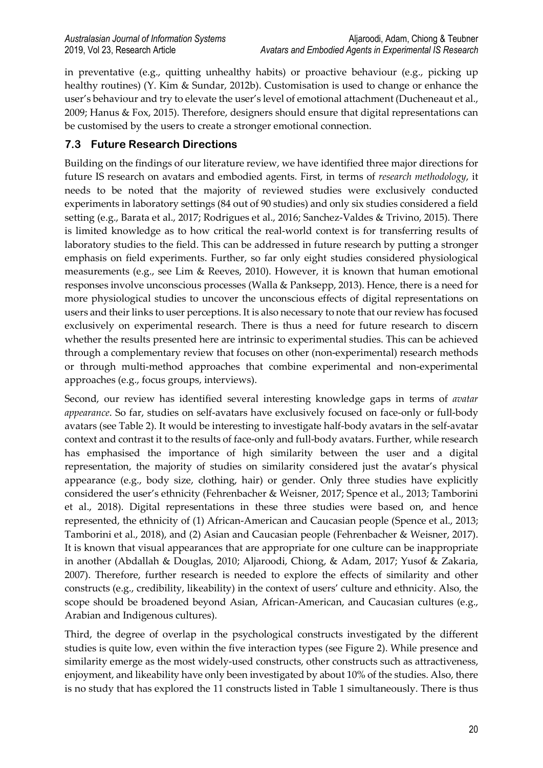in preventative (e.g., quitting unhealthy habits) or proactive behaviour (e.g., picking up healthy routines) (Y. Kim & Sundar, 2012b). Customisation is used to change or enhance the user's behaviour and try to elevate the user's level of emotional attachment (Ducheneaut et al., 2009; Hanus & Fox, 2015). Therefore, designers should ensure that digital representations can be customised by the users to create a stronger emotional connection.

### 7.3 Future Research Directions

Building on the findings of our literature review, we have identified three major directions for future IS research on avatars and embodied agents. First, in terms of *research methodology*, it needs to be noted that the majority of reviewed studies were exclusively conducted experiments in laboratory settings (84 out of 90 studies) and only six studies considered a field setting (e.g., Barata et al., 2017; Rodrigues et al., 2016; Sanchez-Valdes & Trivino, 2015). There is limited knowledge as to how critical the real-world context is for transferring results of laboratory studies to the field. This can be addressed in future research by putting a stronger emphasis on field experiments. Further, so far only eight studies considered physiological measurements (e.g., see Lim & Reeves, 2010). However, it is known that human emotional responses involve unconscious processes (Walla & Panksepp, 2013). Hence, there is a need for more physiological studies to uncover the unconscious effects of digital representations on users and their links to user perceptions. It is also necessary to note that our review has focused exclusively on experimental research. There is thus a need for future research to discern whether the results presented here are intrinsic to experimental studies. This can be achieved through a complementary review that focuses on other (non-experimental) research methods or through multi-method approaches that combine experimental and non-experimental approaches (e.g., focus groups, interviews).

Second, our review has identified several interesting knowledge gaps in terms of *avatar appearance*. So far, studies on self-avatars have exclusively focused on face-only or full-body avatars (see Table 2). It would be interesting to investigate half-body avatars in the self-avatar context and contrast it to the results of face-only and full-body avatars. Further, while research has emphasised the importance of high similarity between the user and a digital representation, the majority of studies on similarity considered just the avatar's physical appearance (e.g., body size, clothing, hair) or gender. Only three studies have explicitly considered the user's ethnicity (Fehrenbacher & Weisner, 2017; Spence et al., 2013; Tamborini et al., 2018). Digital representations in these three studies were based on, and hence represented, the ethnicity of (1) African-American and Caucasian people (Spence et al., 2013; Tamborini et al., 2018), and (2) Asian and Caucasian people (Fehrenbacher & Weisner, 2017). It is known that visual appearances that are appropriate for one culture can be inappropriate in another (Abdallah & Douglas, 2010; Aljaroodi, Chiong, & Adam, 2017; Yusof & Zakaria, 2007). Therefore, further research is needed to explore the effects of similarity and other constructs (e.g., credibility, likeability) in the context of users' culture and ethnicity. Also, the scope should be broadened beyond Asian, African-American, and Caucasian cultures (e.g., Arabian and Indigenous cultures).

Third, the degree of overlap in the psychological constructs investigated by the different studies is quite low, even within the five interaction types (see Figure 2). While presence and similarity emerge as the most widely-used constructs, other constructs such as attractiveness, enjoyment, and likeability have only been investigated by about 10% of the studies. Also, there is no study that has explored the 11 constructs listed in Table 1 simultaneously. There is thus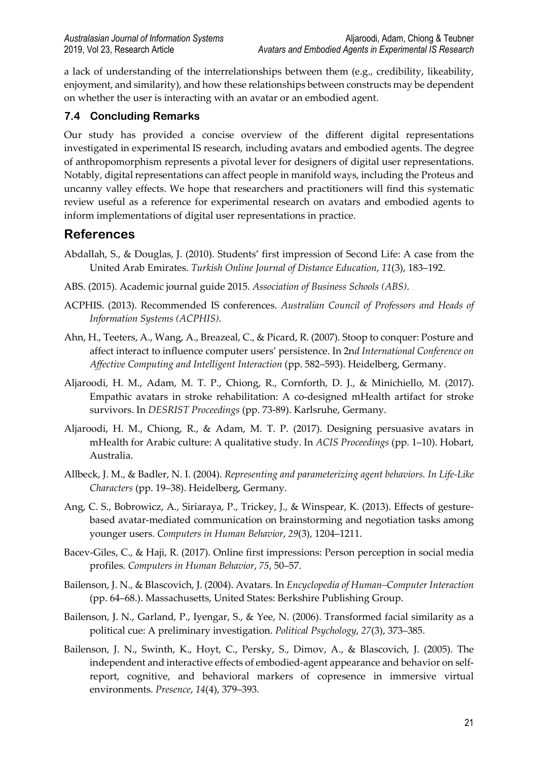a lack of understanding of the interrelationships between them (e.g., credibility, likeability, enjoyment, and similarity), and how these relationships between constructs may be dependent on whether the user is interacting with an avatar or an embodied agent.

### 7.4 Concluding Remarks

Our study has provided a concise overview of the different digital representations investigated in experimental IS research, including avatars and embodied agents. The degree of anthropomorphism represents a pivotal lever for designers of digital user representations. Notably, digital representations can affect people in manifold ways, including the Proteus and uncanny valley effects. We hope that researchers and practitioners will find this systematic review useful as a reference for experimental research on avatars and embodied agents to inform implementations of digital user representations in practice.

## References

Abdallah, S., & Douglas, J. (2010). Students' first impression of Second Life: A case from the United Arab Emirates. *Turkish Online Journal of Distance Education*, *11*(3), 183–192.

ABS. (2015). Academic journal guide 2015. *Association of Business Schools (ABS)*.

ACPHIS. (2013). Recommended IS conferences. *Australian Council of Professors and Heads of Information Systems (ACPHIS)*.

Ahn, H., Teeters, A., Wang, A., Breazeal, C., & Picard, R. (2007). Stoop to conquer: Posture and affect interact to influence computer users' persistence. In 2n*d International Conference on Affective Computing and Intelligent Interaction* (pp. 582–593). Heidelberg, Germany.

Aljaroodi, H. M., Adam, M. T. P., Chiong, R., Cornforth, D. J., & Minichiello, M. (2017). Empathic avatars in stroke rehabilitation: A co-designed mHealth artifact for stroke survivors. In *DESRIST Proceedings* (pp. 73-89). Karlsruhe, Germany.

Aljaroodi, H. M., Chiong, R., & Adam, M. T. P. (2017). Designing persuasive avatars in mHealth for Arabic culture: A qualitative study. In *ACIS Proceedings* (pp. 1–10). Hobart, Australia.

Allbeck, J. M., & Badler, N. I. (2004). *Representing and parameterizing agent behaviors. In Life-Like Characters* (pp. 19–38). Heidelberg, Germany.

Ang, C. S., Bobrowicz, A., Siriaraya, P., Trickey, J., & Winspear, K. (2013). Effects of gesture-based avatar-mediated communication on brainstorming and negotiation tasks among younger users. *Computers in Human Behavior*, *29*(3), 1204–1211.

Bacev-Giles, C., & Haji, R. (2017). Online first impressions: Person perception in social media profiles. *Computers in Human Behavior*, *75*, 50–57.

Bailenson, J. N., & Blascovich, J. (2004). Avatars. In *Encyclopedia of Human–Computer Interaction* (pp. 64–68.). Massachusetts, United States: Berkshire Publishing Group.

Bailenson, J. N., Garland, P., Iyengar, S., & Yee, N. (2006). Transformed facial similarity as a political cue: A preliminary investigation. *Political Psychology*, *27*(3), 373–385.

Bailenson, J. N., Swinth, K., Hoyt, C., Persky, S., Dimov, A., & Blascovich, J. (2005). The independent and interactive effects of embodied-agent appearance and behavior on self-report, cognitive, and behavioral markers of copresence in immersive virtual environments. *Presence*, *14*(4), 379–393.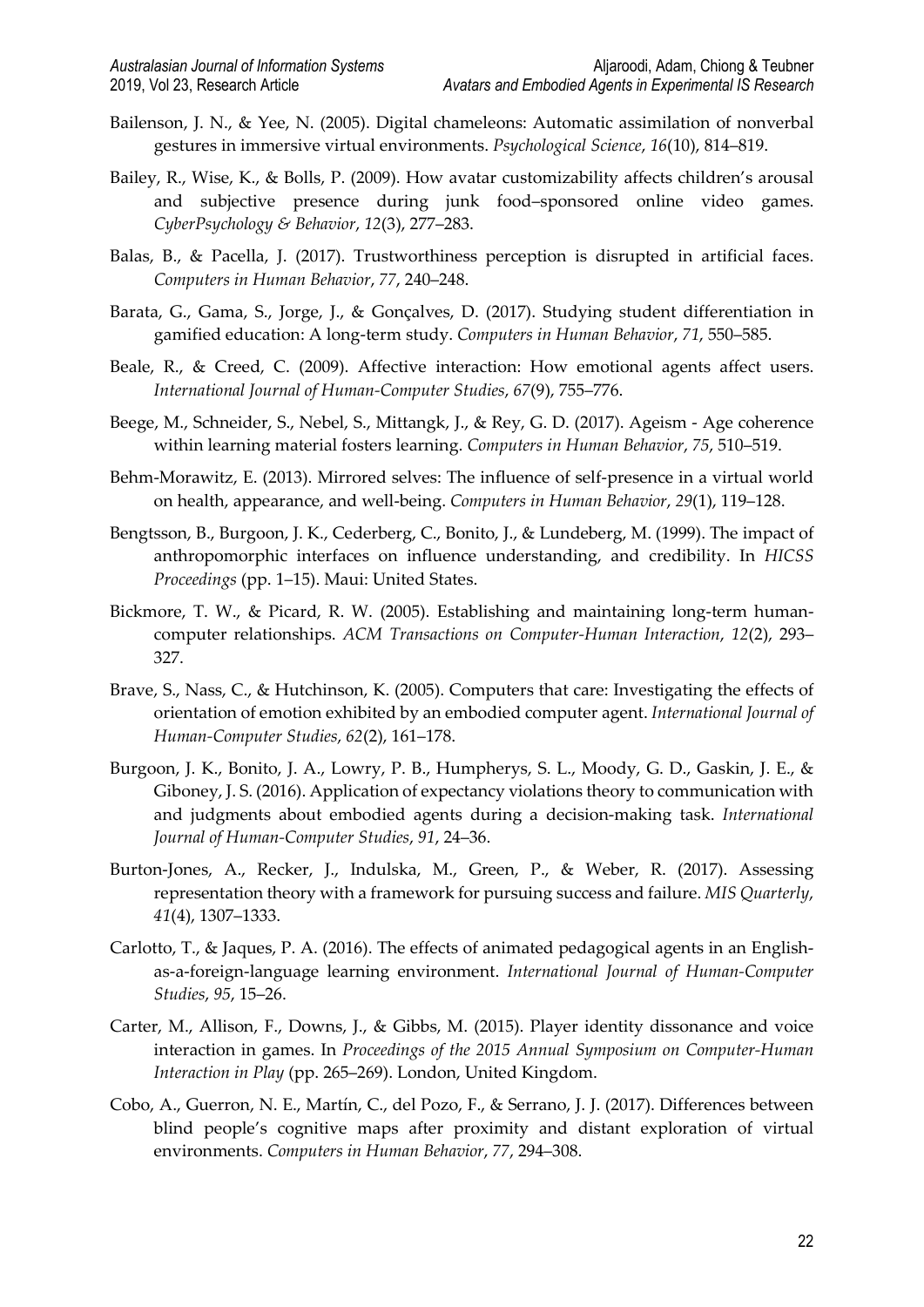Bailenson, J. N., & Yee, N. (2005). Digital chameleons: Automatic assimilation of nonverbal gestures in immersive virtual environments. *Psychological Science*, *16*(10), 814–819.

Bailey, R., Wise, K., & Bolls, P. (2009). How avatar customizability affects children's arousal and subjective presence during junk food–sponsored online video games. *CyberPsychology & Behavior*, *12*(3), 277–283.

Balas, B., & Pacella, J. (2017). Trustworthiness perception is disrupted in artificial faces. *Computers in Human Behavior*, *77*, 240–248.

Barata, G., Gama, S., Jorge, J., & Gonçalves, D. (2017). Studying student differentiation in gamified education: A long-term study. *Computers in Human Behavior*, *71*, 550–585.

Beale, R., & Creed, C. (2009). Affective interaction: How emotional agents affect users. *International Journal of Human-Computer Studies*, *67*(9), 755–776.

Beege, M., Schneider, S., Nebel, S., Mittangk, J., & Rey, G. D. (2017). Ageism - Age coherence within learning material fosters learning. *Computers in Human Behavior*, *75*, 510–519.

Behm-Morawitz, E. (2013). Mirrored selves: The influence of self-presence in a virtual world on health, appearance, and well-being. *Computers in Human Behavior*, *29*(1), 119–128.

Bengtsson, B., Burgoon, J. K., Cederberg, C., Bonito, J., & Lundeberg, M. (1999). The impact of anthropomorphic interfaces on influence understanding, and credibility. In *HICSS Proceedings* (pp. 1–15). Maui: United States.

Bickmore, T. W., & Picard, R. W. (2005). Establishing and maintaining long-term human-computer relationships. *ACM Transactions on Computer-Human Interaction*, *12*(2), 293–327.

Brave, S., Nass, C., & Hutchinson, K. (2005). Computers that care: Investigating the effects of orientation of emotion exhibited by an embodied computer agent. *International Journal of Human-Computer Studies*, *62*(2), 161–178.

Burgoon, J. K., Bonito, J. A., Lowry, P. B., Humpherys, S. L., Moody, G. D., Gaskin, J. E., & Giboney, J. S. (2016). Application of expectancy violations theory to communication with and judgments about embodied agents during a decision-making task. *International Journal of Human-Computer Studies*, *91*, 24–36.

Burton-Jones, A., Recker, J., Indulska, M., Green, P., & Weber, R. (2017). Assessing representation theory with a framework for pursuing success and failure. *MIS Quarterly*, *41*(4), 1307–1333.

Carlotto, T., & Jaques, P. A. (2016). The effects of animated pedagogical agents in an English-as-a-foreign-language learning environment. *International Journal of Human-Computer Studies*, *95*, 15–26.

Carter, M., Allison, F., Downs, J., & Gibbs, M. (2015). Player identity dissonance and voice interaction in games. In *Proceedings of the 2015 Annual Symposium on Computer-Human Interaction in Play* (pp. 265–269). London, United Kingdom.

Cobo, A., Guerron, N. E., Martín, C., del Pozo, F., & Serrano, J. J. (2017). Differences between blind people's cognitive maps after proximity and distant exploration of virtual environments. *Computers in Human Behavior*, *77*, 294–308.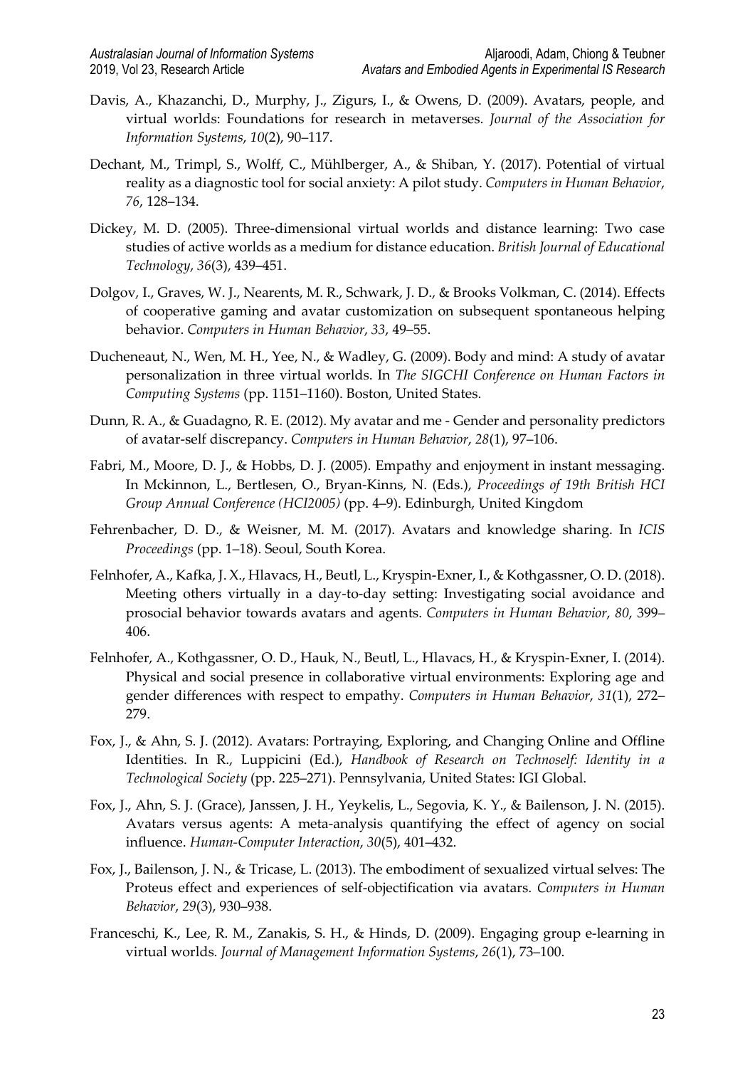Davis, A., Khazanchi, D., Murphy, J., Zigurs, I., & Owens, D. (2009). Avatars, people, and virtual worlds: Foundations for research in metaverses. *Journal of the Association for Information Systems*, *10*(2), 90–117.

Dechant, M., Trimpl, S., Wolff, C., Mühlberger, A., & Shiban, Y. (2017). Potential of virtual reality as a diagnostic tool for social anxiety: A pilot study. *Computers in Human Behavior*, *76*, 128–134.

Dickey, M. D. (2005). Three-dimensional virtual worlds and distance learning: Two case studies of active worlds as a medium for distance education. *British Journal of Educational Technology*, *36*(3), 439–451.

Dolgov, I., Graves, W. J., Nearents, M. R., Schwark, J. D., & Brooks Volkman, C. (2014). Effects of cooperative gaming and avatar customization on subsequent spontaneous helping behavior. *Computers in Human Behavior*, *33*, 49–55.

Ducheneaut, N., Wen, M. H., Yee, N., & Wadley, G. (2009). Body and mind: A study of avatar personalization in three virtual worlds. In *The SIGCHI Conference on Human Factors in Computing Systems* (pp. 1151–1160). Boston, United States.

Dunn, R. A., & Guadagno, R. E. (2012). My avatar and me - Gender and personality predictors of avatar-self discrepancy. *Computers in Human Behavior*, *28*(1), 97–106.

Fabri, M., Moore, D. J., & Hobbs, D. J. (2005). Empathy and enjoyment in instant messaging. In Mckinnon, L., Bertlesen, O., Bryan-Kinns, N. (Eds.), *Proceedings of 19th British HCI Group Annual Conference (HCI2005)* (pp. 4–9). Edinburgh, United Kingdom

Fehrenbacher, D. D., & Weisner, M. M. (2017). Avatars and knowledge sharing. In *ICIS Proceedings* (pp. 1–18). Seoul, South Korea.

Felnhofer, A., Kafka, J. X., Hlavacs, H., Beutl, L., Kryspin-Exner, I., & Kothgassner, O. D. (2018). Meeting others virtually in a day-to-day setting: Investigating social avoidance and prosocial behavior towards avatars and agents. *Computers in Human Behavior*, *80*, 399–406.

Felnhofer, A., Kothgassner, O. D., Hauk, N., Beutl, L., Hlavacs, H., & Kryspin-Exner, I. (2014). Physical and social presence in collaborative virtual environments: Exploring age and gender differences with respect to empathy. *Computers in Human Behavior*, *31*(1), 272–279.

Fox, J., & Ahn, S. J. (2012). Avatars: Portraying, Exploring, and Changing Online and Offline Identities. In R., Luppicini (Ed.), *Handbook of Research on Technoself: Identity in a Technological Society* (pp. 225–271). Pennsylvania, United States: IGI Global.

Fox, J., Ahn, S. J. (Grace), Janssen, J. H., Yeykelis, L., Segovia, K. Y., & Bailenson, J. N. (2015). Avatars versus agents: A meta-analysis quantifying the effect of agency on social influence. *Human-Computer Interaction*, *30*(5), 401–432.

Fox, J., Bailenson, J. N., & Tricase, L. (2013). The embodiment of sexualized virtual selves: The Proteus effect and experiences of self-objectification via avatars. *Computers in Human Behavior*, *29*(3), 930–938.

Franceschi, K., Lee, R. M., Zanakis, S. H., & Hinds, D. (2009). Engaging group e-learning in virtual worlds. *Journal of Management Information Systems*, *26*(1), 73–100.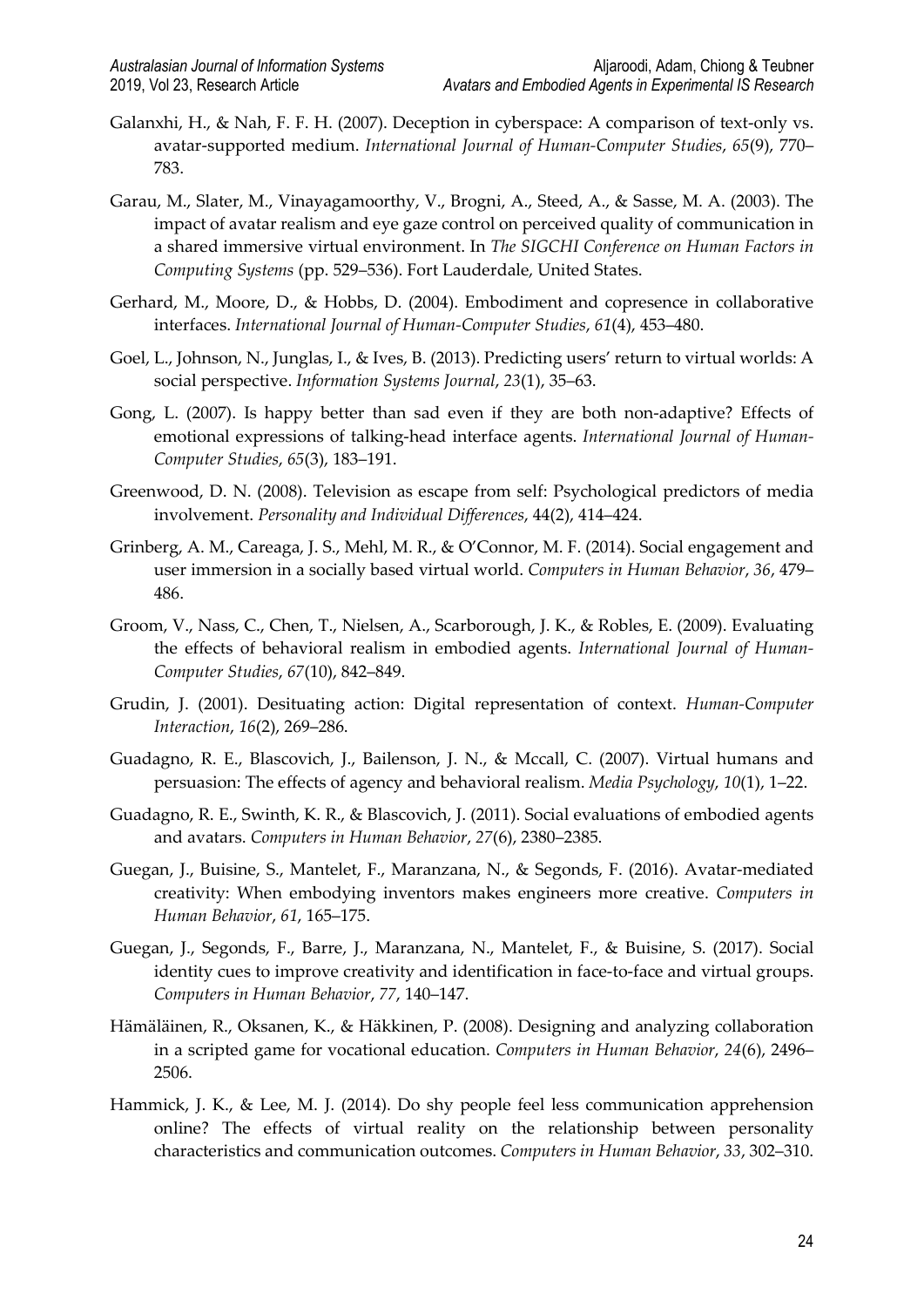Galanxhi, H., & Nah, F. F. H. (2007). Deception in cyberspace: A comparison of text-only vs. avatar-supported medium. *International Journal of Human-Computer Studies*, *65*(9), 770–783.

Garau, M., Slater, M., Vinayagamoorthy, V., Brogni, A., Steed, A., & Sasse, M. A. (2003). The impact of avatar realism and eye gaze control on perceived quality of communication in a shared immersive virtual environment. In *The SIGCHI Conference on Human Factors in Computing Systems* (pp. 529–536). Fort Lauderdale, United States.

Gerhard, M., Moore, D., & Hobbs, D. (2004). Embodiment and copresence in collaborative interfaces. *International Journal of Human-Computer Studies*, *61*(4), 453–480.

Goel, L., Johnson, N., Junglas, I., & Ives, B. (2013). Predicting users' return to virtual worlds: A social perspective. *Information Systems Journal*, *23*(1), 35–63.

Gong, L. (2007). Is happy better than sad even if they are both non-adaptive? Effects of emotional expressions of talking-head interface agents. *International Journal of Human-Computer Studies*, *65*(3), 183–191.

Greenwood, D. N. (2008). Television as escape from self: Psychological predictors of media involvement. *Personality and Individual Differences*, 44(2), 414–424.

Grinberg, A. M., Careaga, J. S., Mehl, M. R., & O'Connor, M. F. (2014). Social engagement and user immersion in a socially based virtual world. *Computers in Human Behavior*, *36*, 479–486.

Groom, V., Nass, C., Chen, T., Nielsen, A., Scarborough, J. K., & Robles, E. (2009). Evaluating the effects of behavioral realism in embodied agents. *International Journal of Human-Computer Studies*, *67*(10), 842–849.

Grudin, J. (2001). Desituating action: Digital representation of context. *Human-Computer Interaction*, *16*(2), 269–286.

Guadagno, R. E., Blascovich, J., Bailenson, J. N., & Mccall, C. (2007). Virtual humans and persuasion: The effects of agency and behavioral realism. *Media Psychology*, *10*(1), 1–22.

Guadagno, R. E., Swinth, K. R., & Blascovich, J. (2011). Social evaluations of embodied agents and avatars. *Computers in Human Behavior*, *27*(6), 2380–2385.

Guegan, J., Buisine, S., Mantelet, F., Maranzana, N., & Segonds, F. (2016). Avatar-mediated creativity: When embodying inventors makes engineers more creative. *Computers in Human Behavior*, *61*, 165–175.

Guegan, J., Segonds, F., Barre, J., Maranzana, N., Mantelet, F., & Buisine, S. (2017). Social identity cues to improve creativity and identification in face-to-face and virtual groups. *Computers in Human Behavior*, *77*, 140–147.

Hämäläinen, R., Oksanen, K., & Häkkinen, P. (2008). Designing and analyzing collaboration in a scripted game for vocational education. *Computers in Human Behavior*, *24*(6), 2496–2506.

Hammick, J. K., & Lee, M. J. (2014). Do shy people feel less communication apprehension online? The effects of virtual reality on the relationship between personality characteristics and communication outcomes. *Computers in Human Behavior*, *33*, 302–310.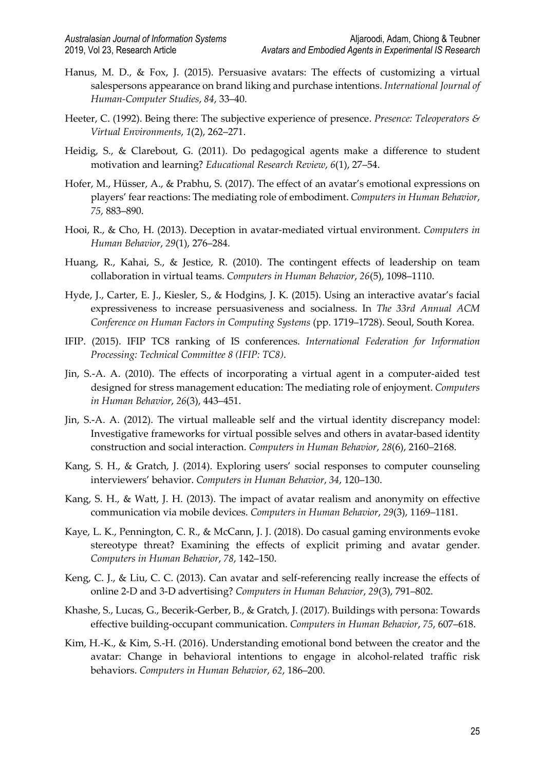Hanus, M. D., & Fox, J. (2015). Persuasive avatars: The effects of customizing a virtual salespersons appearance on brand liking and purchase intentions. *International Journal of Human-Computer Studies*, *84*, 33–40.

Heeter, C. (1992). Being there: The subjective experience of presence. *Presence: Teleoperators & Virtual Environments*, *1*(2), 262–271.

Heidig, S., & Clarebout, G. (2011). Do pedagogical agents make a difference to student motivation and learning? *Educational Research Review*, *6*(1), 27–54.

Hofer, M., Hüsser, A., & Prabhu, S. (2017). The effect of an avatar's emotional expressions on players' fear reactions: The mediating role of embodiment. *Computers in Human Behavior*, *75*, 883–890.

Hooi, R., & Cho, H. (2013). Deception in avatar-mediated virtual environment. *Computers in Human Behavior*, *29*(1), 276–284.

Huang, R., Kahai, S., & Jestice, R. (2010). The contingent effects of leadership on team collaboration in virtual teams. *Computers in Human Behavior*, *26*(5), 1098–1110.

Hyde, J., Carter, E. J., Kiesler, S., & Hodgins, J. K. (2015). Using an interactive avatar's facial expressiveness to increase persuasiveness and socialness. In *The 33rd Annual ACM Conference on Human Factors in Computing Systems* (pp. 1719–1728). Seoul, South Korea.

IFIP. (2015). IFIP TC8 ranking of IS conferences. *International Federation for Information Processing: Technical Committee 8 (IFIP: TC8)*.

Jin, S.-A. A. (2010). The effects of incorporating a virtual agent in a computer-aided test designed for stress management education: The mediating role of enjoyment. *Computers in Human Behavior*, *26*(3), 443–451.

Jin, S.-A. A. (2012). The virtual malleable self and the virtual identity discrepancy model: Investigative frameworks for virtual possible selves and others in avatar-based identity construction and social interaction. *Computers in Human Behavior*, *28*(6), 2160–2168.

Kang, S. H., & Gratch, J. (2014). Exploring users' social responses to computer counseling interviewers' behavior. *Computers in Human Behavior*, *34*, 120–130.

Kang, S. H., & Watt, J. H. (2013). The impact of avatar realism and anonymity on effective communication via mobile devices. *Computers in Human Behavior*, *29*(3), 1169–1181.

Kaye, L. K., Pennington, C. R., & McCann, J. J. (2018). Do casual gaming environments evoke stereotype threat? Examining the effects of explicit priming and avatar gender. *Computers in Human Behavior*, *78*, 142–150.

Keng, C. J., & Liu, C. C. (2013). Can avatar and self-referencing really increase the effects of online 2-D and 3-D advertising? *Computers in Human Behavior*, *29*(3), 791–802.

Khashe, S., Lucas, G., Becerik-Gerber, B., & Gratch, J. (2017). Buildings with persona: Towards effective building-occupant communication. *Computers in Human Behavior*, *75*, 607–618.

Kim, H.-K., & Kim, S.-H. (2016). Understanding emotional bond between the creator and the avatar: Change in behavioral intentions to engage in alcohol-related traffic risk behaviors. *Computers in Human Behavior*, *62*, 186–200.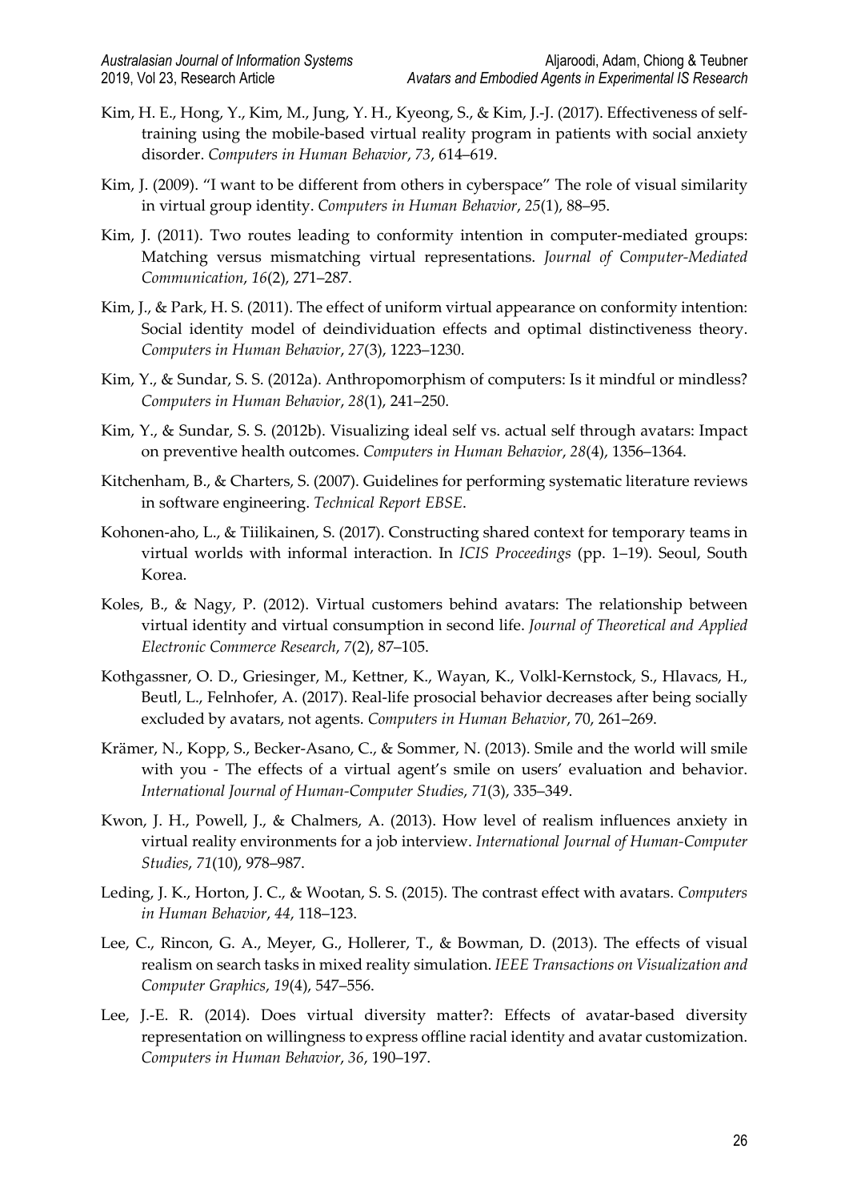Kim, H. E., Hong, Y., Kim, M., Jung, Y. H., Kyeong, S., & Kim, J.-J. (2017). Effectiveness of self-training using the mobile-based virtual reality program in patients with social anxiety disorder. *Computers in Human Behavior*, *73*, 614–619.

Kim, J. (2009). "I want to be different from others in cyberspace" The role of visual similarity in virtual group identity. *Computers in Human Behavior*, *25*(1), 88–95.

Kim, J. (2011). Two routes leading to conformity intention in computer-mediated groups: Matching versus mismatching virtual representations. *Journal of Computer-Mediated Communication*, *16*(2), 271–287.

Kim, J., & Park, H. S. (2011). The effect of uniform virtual appearance on conformity intention: Social identity model of deindividuation effects and optimal distinctiveness theory. *Computers in Human Behavior*, *27*(3), 1223–1230.

Kim, Y., & Sundar, S. S. (2012a). Anthropomorphism of computers: Is it mindful or mindless? *Computers in Human Behavior*, *28*(1), 241–250.

Kim, Y., & Sundar, S. S. (2012b). Visualizing ideal self vs. actual self through avatars: Impact on preventive health outcomes. *Computers in Human Behavior*, *28*(4), 1356–1364.

Kitchenham, B., & Charters, S. (2007). Guidelines for performing systematic literature reviews in software engineering. *Technical Report EBSE*.

Kohonen-aho, L., & Tiilikainen, S. (2017). Constructing shared context for temporary teams in virtual worlds with informal interaction. In *ICIS Proceedings* (pp. 1–19). Seoul, South Korea.

Koles, B., & Nagy, P. (2012). Virtual customers behind avatars: The relationship between virtual identity and virtual consumption in second life. *Journal of Theoretical and Applied Electronic Commerce Research*, *7*(2), 87–105.

Kothgassner, O. D., Griesinger, M., Kettner, K., Wayan, K., Volkl-Kernstock, S., Hlavacs, H., Beutl, L., Felnhofer, A. (2017). Real-life prosocial behavior decreases after being socially excluded by avatars, not agents. *Computers in Human Behavior*, 70, 261–269.

Krämer, N., Kopp, S., Becker-Asano, C., & Sommer, N. (2013). Smile and the world will smile with you - The effects of a virtual agent's smile on users' evaluation and behavior. *International Journal of Human-Computer Studies*, *71*(3), 335–349.

Kwon, J. H., Powell, J., & Chalmers, A. (2013). How level of realism influences anxiety in virtual reality environments for a job interview. *International Journal of Human-Computer Studies*, *71*(10), 978–987.

Leding, J. K., Horton, J. C., & Wootan, S. S. (2015). The contrast effect with avatars. *Computers in Human Behavior*, *44*, 118–123.

Lee, C., Rincon, G. A., Meyer, G., Hollerer, T., & Bowman, D. (2013). The effects of visual realism on search tasks in mixed reality simulation. *IEEE Transactions on Visualization and Computer Graphics*, *19*(4), 547–556.

Lee, J.-E. R. (2014). Does virtual diversity matter?: Effects of avatar-based diversity representation on willingness to express offline racial identity and avatar customization. *Computers in Human Behavior*, *36*, 190–197.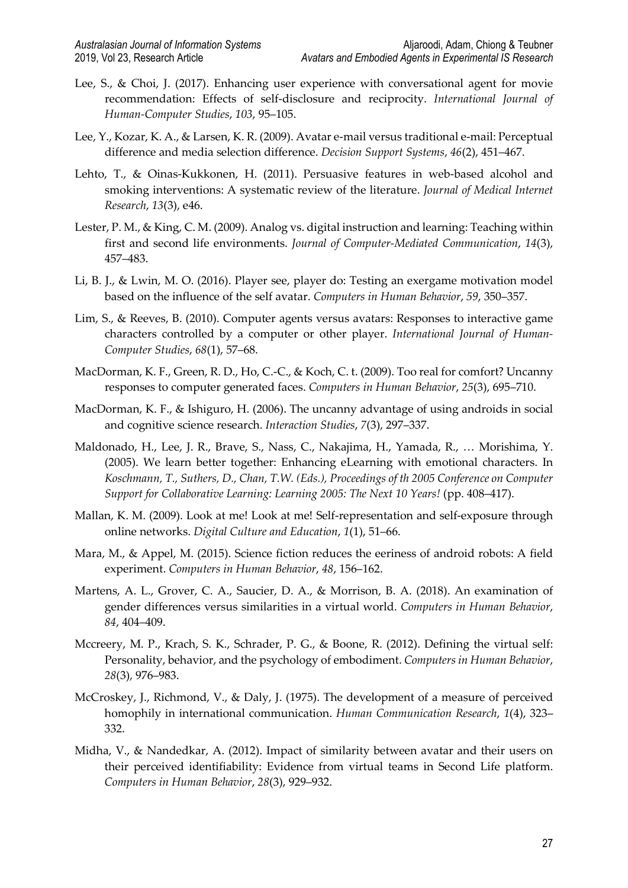Lee, S., & Choi, J. (2017). Enhancing user experience with conversational agent for movie recommendation: Effects of self-disclosure and reciprocity. *International Journal of Human-Computer Studies*, *103*, 95–105.

Lee, Y., Kozar, K. A., & Larsen, K. R. (2009). Avatar e-mail versus traditional e-mail: Perceptual difference and media selection difference. *Decision Support Systems*, *46*(2), 451–467.

Lehto, T., & Oinas-Kukkonen, H. (2011). Persuasive features in web-based alcohol and smoking interventions: A systematic review of the literature. *Journal of Medical Internet Research*, *13*(3), e46.

Lester, P. M., & King, C. M. (2009). Analog vs. digital instruction and learning: Teaching within first and second life environments. *Journal of Computer-Mediated Communication*, *14*(3), 457–483.

Li, B. J., & Lwin, M. O. (2016). Player see, player do: Testing an exergame motivation model based on the influence of the self avatar. *Computers in Human Behavior*, *59*, 350–357.

Lim, S., & Reeves, B. (2010). Computer agents versus avatars: Responses to interactive game characters controlled by a computer or other player. *International Journal of Human-Computer Studies*, *68*(1), 57–68.

MacDorman, K. F., Green, R. D., Ho, C.-C., & Koch, C. t. (2009). Too real for comfort? Uncanny responses to computer generated faces. *Computers in Human Behavior*, *25*(3), 695–710.

MacDorman, K. F., & Ishiguro, H. (2006). The uncanny advantage of using androids in social and cognitive science research. *Interaction Studies*, *7*(3), 297–337.

Maldonado, H., Lee, J. R., Brave, S., Nass, C., Nakajima, H., Yamada, R., … Morishima, Y. (2005). We learn better together: Enhancing eLearning with emotional characters. In *Koschmann, T., Suthers, D., Chan, T.W. (Eds.), Proceedings of th 2005 Conference on Computer Support for Collaborative Learning: Learning 2005: The Next 10 Years!* (pp. 408–417).

Mallan, K. M. (2009). Look at me! Look at me! Self-representation and self-exposure through online networks. *Digital Culture and Education*, *1*(1), 51–66.

Mara, M., & Appel, M. (2015). Science fiction reduces the eeriness of android robots: A field experiment. *Computers in Human Behavior*, *48*, 156–162.

Martens, A. L., Grover, C. A., Saucier, D. A., & Morrison, B. A. (2018). An examination of gender differences versus similarities in a virtual world. *Computers in Human Behavior*, *84*, 404–409.

Mccreery, M. P., Krach, S. K., Schrader, P. G., & Boone, R. (2012). Defining the virtual self: Personality, behavior, and the psychology of embodiment. *Computers in Human Behavior*, *28*(3), 976–983.

McCroskey, J., Richmond, V., & Daly, J. (1975). The development of a measure of perceived homophily in international communication. *Human Communication Research*, *1*(4), 323–332.

Midha, V., & Nandedkar, A. (2012). Impact of similarity between avatar and their users on their perceived identifiability: Evidence from virtual teams in Second Life platform. *Computers in Human Behavior*, *28*(3), 929–932.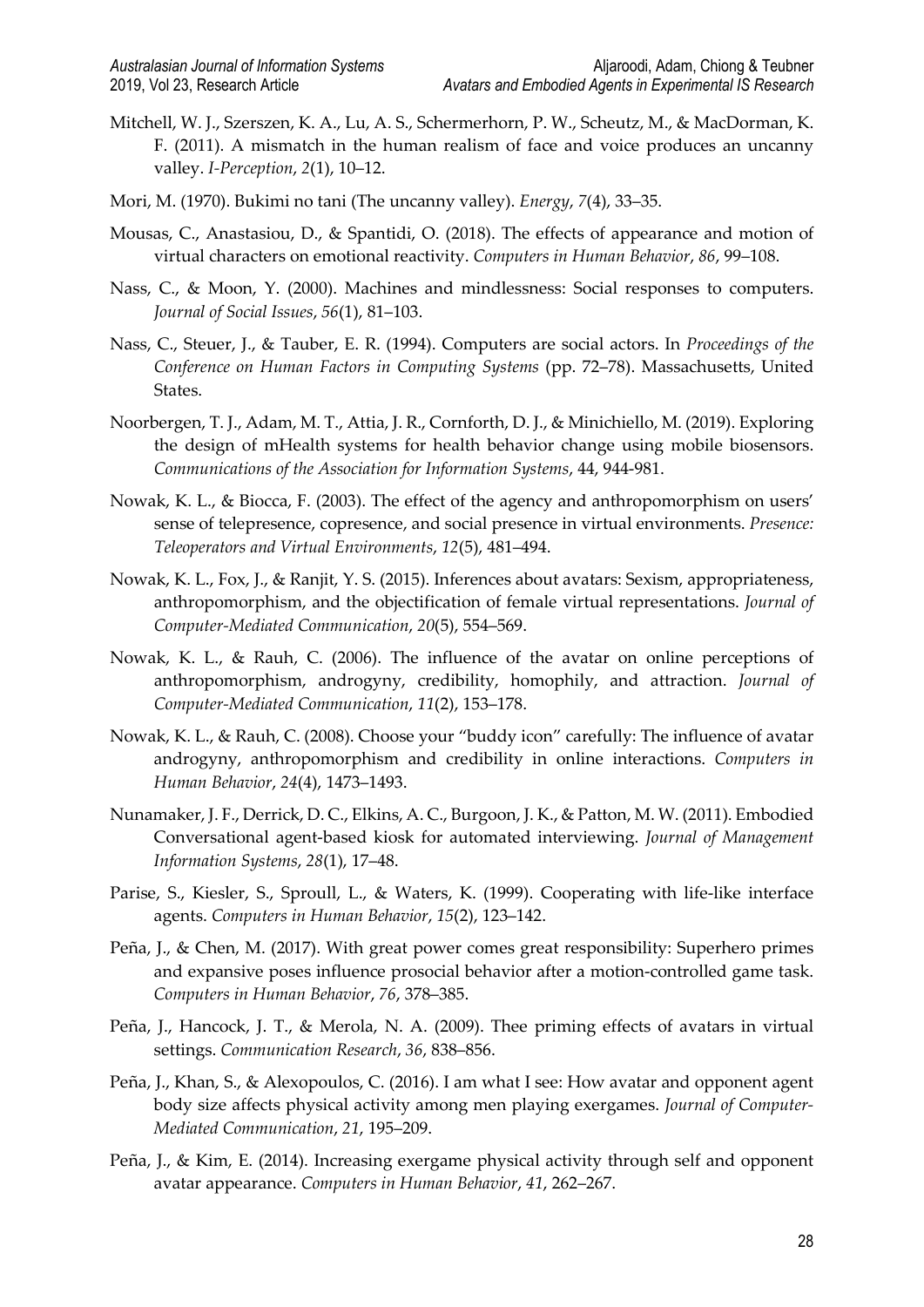Mitchell, W. J., Szerszen, K. A., Lu, A. S., Schermerhorn, P. W., Scheutz, M., & MacDorman, K. F. (2011). A mismatch in the human realism of face and voice produces an uncanny valley. *I-Perception*, *2*(1), 10–12.

Mori, M. (1970). Bukimi no tani (The uncanny valley). *Energy*, *7*(4), 33–35.

Mousas, C., Anastasiou, D., & Spantidi, O. (2018). The effects of appearance and motion of virtual characters on emotional reactivity. *Computers in Human Behavior*, *86*, 99–108.

Nass, C., & Moon, Y. (2000). Machines and mindlessness: Social responses to computers. *Journal of Social Issues*, *56*(1), 81–103.

Nass, C., Steuer, J., & Tauber, E. R. (1994). Computers are social actors. In *Proceedings of the Conference on Human Factors in Computing Systems* (pp. 72–78). Massachusetts, United States.

Noorbergen, T. J., Adam, M. T., Attia, J. R., Cornforth, D. J., & Minichiello, M. (2019). Exploring the design of mHealth systems for health behavior change using mobile biosensors. *Communications of the Association for Information Systems*, 44, 944-981.

Nowak, K. L., & Biocca, F. (2003). The effect of the agency and anthropomorphism on users' sense of telepresence, copresence, and social presence in virtual environments. *Presence: Teleoperators and Virtual Environments*, *12*(5), 481–494.

Nowak, K. L., Fox, J., & Ranjit, Y. S. (2015). Inferences about avatars: Sexism, appropriateness, anthropomorphism, and the objectification of female virtual representations. *Journal of Computer-Mediated Communication*, *20*(5), 554–569.

Nowak, K. L., & Rauh, C. (2006). The influence of the avatar on online perceptions of anthropomorphism, androgyny, credibility, homophily, and attraction. *Journal of Computer-Mediated Communication*, *11*(2), 153–178.

Nowak, K. L., & Rauh, C. (2008). Choose your "buddy icon" carefully: The influence of avatar androgyny, anthropomorphism and credibility in online interactions. *Computers in Human Behavior*, *24*(4), 1473–1493.

Nunamaker, J. F., Derrick, D. C., Elkins, A. C., Burgoon, J. K., & Patton, M. W. (2011). Embodied Conversational agent-based kiosk for automated interviewing. *Journal of Management Information Systems*, *28*(1), 17–48.

Parise, S., Kiesler, S., Sproull, L., & Waters, K. (1999). Cooperating with life-like interface agents. *Computers in Human Behavior*, *15*(2), 123–142.

Peña, J., & Chen, M. (2017). With great power comes great responsibility: Superhero primes and expansive poses influence prosocial behavior after a motion-controlled game task. *Computers in Human Behavior*, *76*, 378–385.

Peña, J., Hancock, J. T., & Merola, N. A. (2009). Thee priming effects of avatars in virtual settings. *Communication Research*, *36*, 838–856.

Peña, J., Khan, S., & Alexopoulos, C. (2016). I am what I see: How avatar and opponent agent body size affects physical activity among men playing exergames. *Journal of Computer-Mediated Communication*, *21*, 195–209.

Peña, J., & Kim, E. (2014). Increasing exergame physical activity through self and opponent avatar appearance. *Computers in Human Behavior*, *41*, 262–267.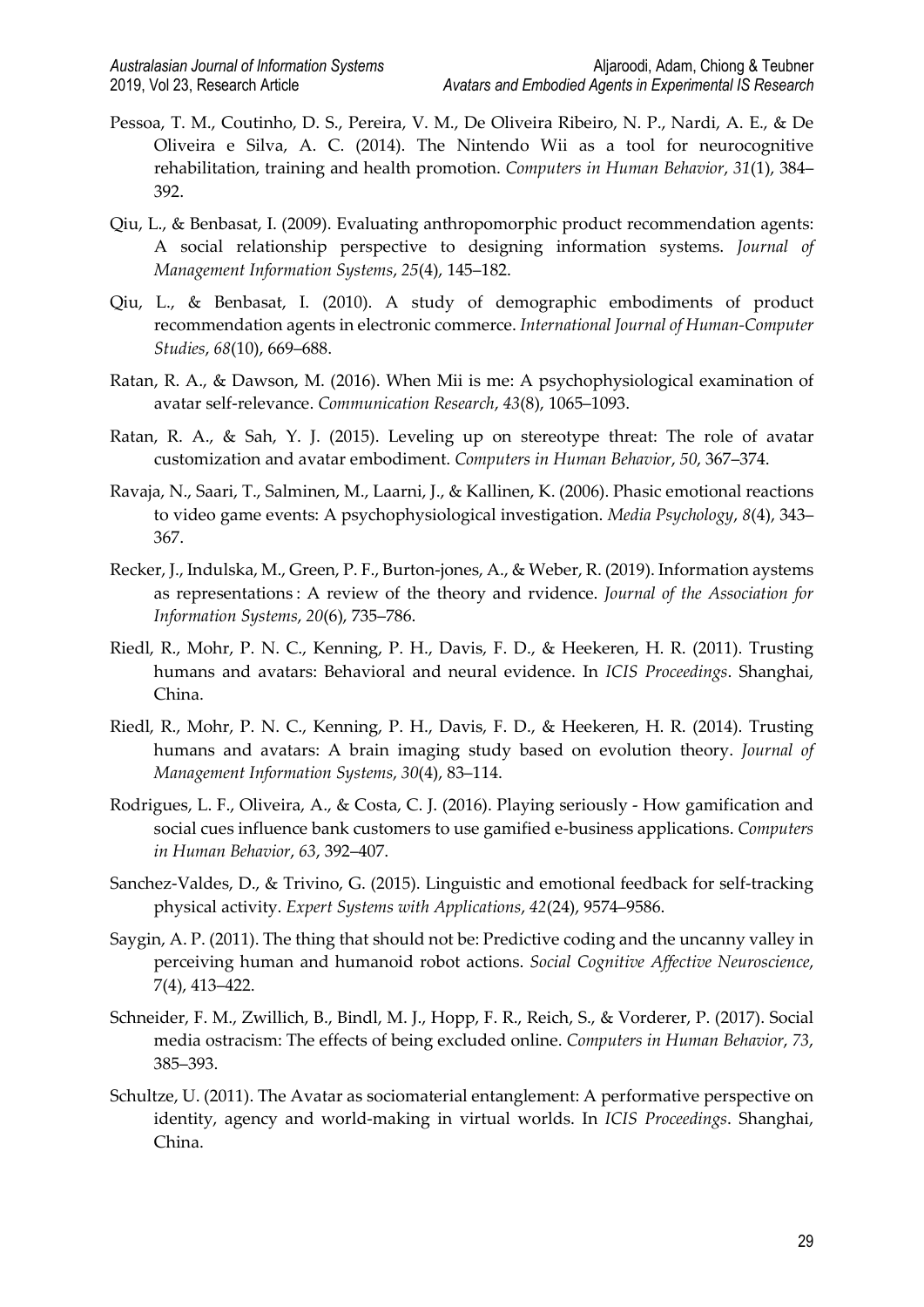Pessoa, T. M., Coutinho, D. S., Pereira, V. M., De Oliveira Ribeiro, N. P., Nardi, A. E., & De Oliveira e Silva, A. C. (2014). The Nintendo Wii as a tool for neurocognitive rehabilitation, training and health promotion. *Computers in Human Behavior*, *31*(1), 384–392.

Qiu, L., & Benbasat, I. (2009). Evaluating anthropomorphic product recommendation agents: A social relationship perspective to designing information systems. *Journal of Management Information Systems*, *25*(4), 145–182.

Qiu, L., & Benbasat, I. (2010). A study of demographic embodiments of product recommendation agents in electronic commerce. *International Journal of Human-Computer Studies*, *68*(10), 669–688.

Ratan, R. A., & Dawson, M. (2016). When Mii is me: A psychophysiological examination of avatar self-relevance. *Communication Research*, *43*(8), 1065–1093.

Ratan, R. A., & Sah, Y. J. (2015). Leveling up on stereotype threat: The role of avatar customization and avatar embodiment. *Computers in Human Behavior*, *50*, 367–374.

Ravaja, N., Saari, T., Salminen, M., Laarni, J., & Kallinen, K. (2006). Phasic emotional reactions to video game events: A psychophysiological investigation. *Media Psychology*, *8*(4), 343–367.

Recker, J., Indulska, M., Green, P. F., Burton-jones, A., & Weber, R. (2019). Information aystems as representations : A review of the theory and rvidence. *Journal of the Association for Information Systems*, *20*(6), 735–786.

Riedl, R., Mohr, P. N. C., Kenning, P. H., Davis, F. D., & Heekeren, H. R. (2011). Trusting humans and avatars: Behavioral and neural evidence. In *ICIS Proceedings*. Shanghai, China.

Riedl, R., Mohr, P. N. C., Kenning, P. H., Davis, F. D., & Heekeren, H. R. (2014). Trusting humans and avatars: A brain imaging study based on evolution theory. *Journal of Management Information Systems*, *30*(4), 83–114.

Rodrigues, L. F., Oliveira, A., & Costa, C. J. (2016). Playing seriously - How gamification and social cues influence bank customers to use gamified e-business applications. *Computers in Human Behavior*, *63*, 392–407.

Sanchez-Valdes, D., & Trivino, G. (2015). Linguistic and emotional feedback for self-tracking physical activity. *Expert Systems with Applications*, *42*(24), 9574–9586.

Saygin, A. P. (2011). The thing that should not be: Predictive coding and the uncanny valley in perceiving human and humanoid robot actions. *Social Cognitive Affective Neuroscience*, 7(4), 413–422.

Schneider, F. M., Zwillich, B., Bindl, M. J., Hopp, F. R., Reich, S., & Vorderer, P. (2017). Social media ostracism: The effects of being excluded online. *Computers in Human Behavior*, *73*, 385–393.

Schultze, U. (2011). The Avatar as sociomaterial entanglement: A performative perspective on identity, agency and world-making in virtual worlds. In *ICIS Proceedings*. Shanghai, China.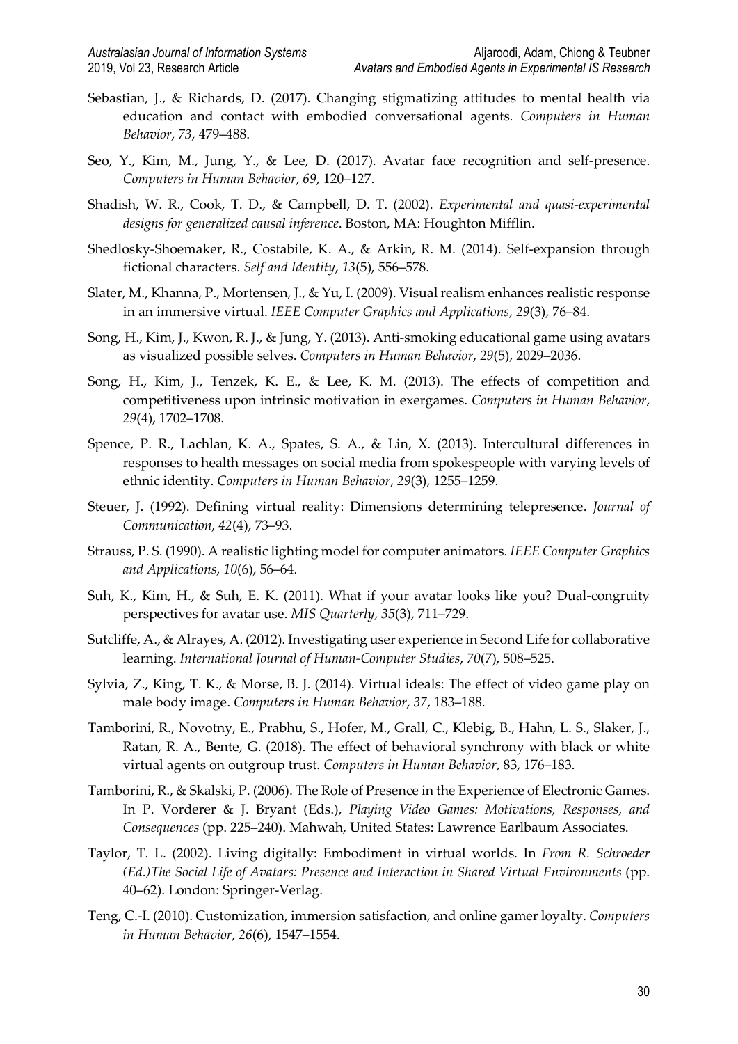Sebastian, J., & Richards, D. (2017). Changing stigmatizing attitudes to mental health via education and contact with embodied conversational agents. *Computers in Human Behavior*, *73*, 479–488.

Seo, Y., Kim, M., Jung, Y., & Lee, D. (2017). Avatar face recognition and self-presence. *Computers in Human Behavior*, *69*, 120–127.

Shadish, W. R., Cook, T. D., & Campbell, D. T. (2002). *Experimental and quasi-experimental designs for generalized causal inference*. Boston, MA: Houghton Mifflin.

Shedlosky-Shoemaker, R., Costabile, K. A., & Arkin, R. M. (2014). Self-expansion through fictional characters. *Self and Identity*, *13*(5), 556–578.

Slater, M., Khanna, P., Mortensen, J., & Yu, I. (2009). Visual realism enhances realistic response in an immersive virtual. *IEEE Computer Graphics and Applications*, *29*(3), 76–84.

Song, H., Kim, J., Kwon, R. J., & Jung, Y. (2013). Anti-smoking educational game using avatars as visualized possible selves. *Computers in Human Behavior*, *29*(5), 2029–2036.

Song, H., Kim, J., Tenzek, K. E., & Lee, K. M. (2013). The effects of competition and competitiveness upon intrinsic motivation in exergames. *Computers in Human Behavior*, *29*(4), 1702–1708.

Spence, P. R., Lachlan, K. A., Spates, S. A., & Lin, X. (2013). Intercultural differences in responses to health messages on social media from spokespeople with varying levels of ethnic identity. *Computers in Human Behavior*, *29*(3), 1255–1259.

Steuer, J. (1992). Defining virtual reality: Dimensions determining telepresence. *Journal of Communication*, *42*(4), 73–93.

Strauss, P. S. (1990). A realistic lighting model for computer animators. *IEEE Computer Graphics and Applications*, *10*(6), 56–64.

Suh, K., Kim, H., & Suh, E. K. (2011). What if your avatar looks like you? Dual-congruity perspectives for avatar use. *MIS Quarterly*, *35*(3), 711–729.

Sutcliffe, A., & Alrayes, A. (2012). Investigating user experience in Second Life for collaborative learning. *International Journal of Human-Computer Studies*, *70*(7), 508–525.

Sylvia, Z., King, T. K., & Morse, B. J. (2014). Virtual ideals: The effect of video game play on male body image. *Computers in Human Behavior*, *37*, 183–188.

Tamborini, R., Novotny, E., Prabhu, S., Hofer, M., Grall, C., Klebig, B., Hahn, L. S., Slaker, J., Ratan, R. A., Bente, G. (2018). The effect of behavioral synchrony with black or white virtual agents on outgroup trust. *Computers in Human Behavior*, 83, 176–183.

Tamborini, R., & Skalski, P. (2006). The Role of Presence in the Experience of Electronic Games. In P. Vorderer & J. Bryant (Eds.), *Playing Video Games: Motivations, Responses, and Consequences* (pp. 225–240). Mahwah, United States: Lawrence Earlbaum Associates.

Taylor, T. L. (2002). Living digitally: Embodiment in virtual worlds. In *From R. Schroeder (Ed.)The Social Life of Avatars: Presence and Interaction in Shared Virtual Environments* (pp. 40–62). London: Springer-Verlag.

Teng, C.-I. (2010). Customization, immersion satisfaction, and online gamer loyalty. *Computers in Human Behavior*, *26*(6), 1547–1554.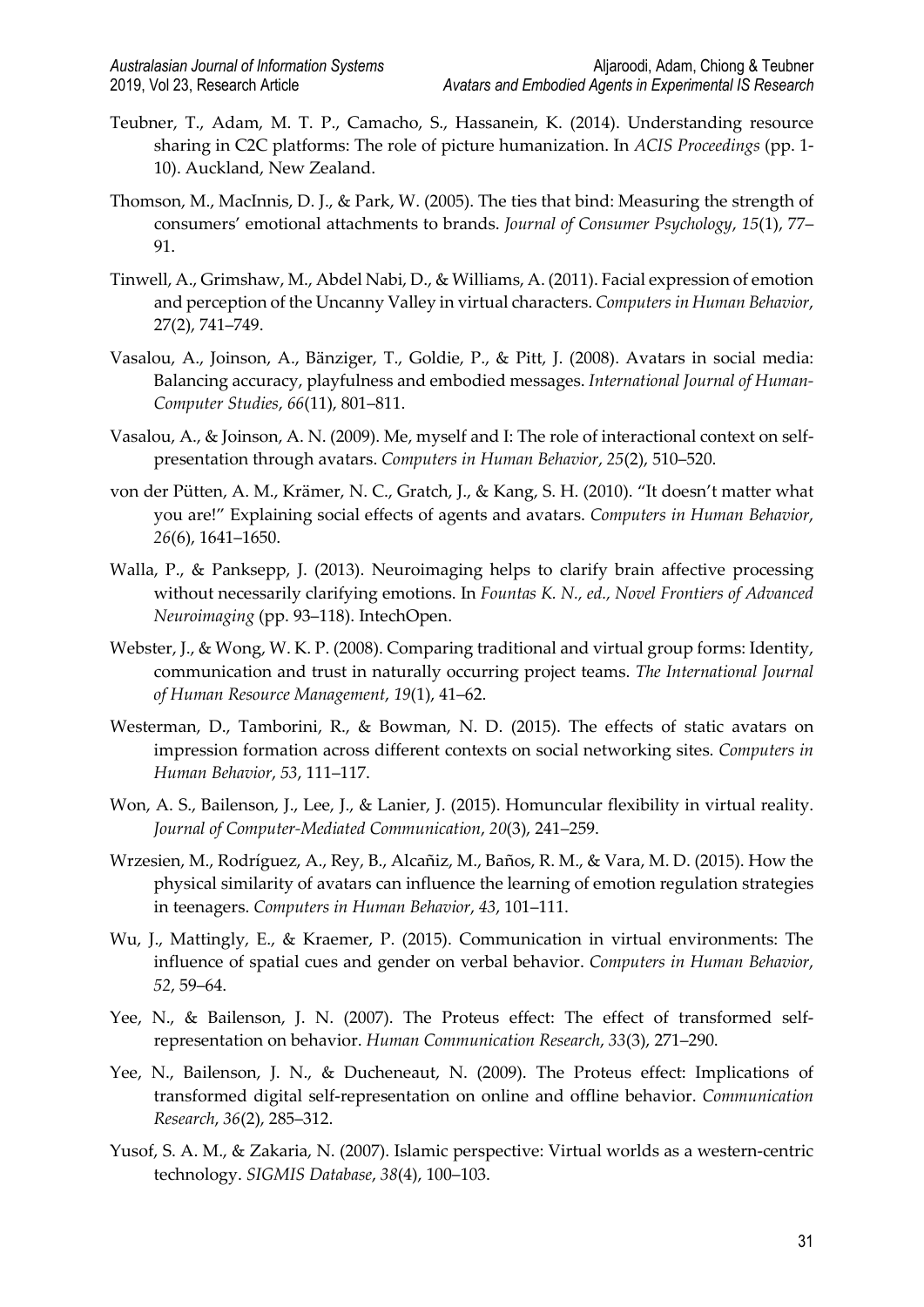Teubner, T., Adam, M. T. P., Camacho, S., Hassanein, K. (2014). Understanding resource sharing in C2C platforms: The role of picture humanization. In *ACIS Proceedings* (pp. 1-10). Auckland, New Zealand.

Thomson, M., MacInnis, D. J., & Park, W. (2005). The ties that bind: Measuring the strength of consumers' emotional attachments to brands. *Journal of Consumer Psychology*, *15*(1), 77–91.

Tinwell, A., Grimshaw, M., Abdel Nabi, D., & Williams, A. (2011). Facial expression of emotion and perception of the Uncanny Valley in virtual characters. *Computers in Human Behavior*, 27(2), 741–749.

Vasalou, A., Joinson, A., Bänziger, T., Goldie, P., & Pitt, J. (2008). Avatars in social media: Balancing accuracy, playfulness and embodied messages. *International Journal of Human-Computer Studies*, *66*(11), 801–811.

Vasalou, A., & Joinson, A. N. (2009). Me, myself and I: The role of interactional context on self-presentation through avatars. *Computers in Human Behavior*, *25*(2), 510–520.

von der Pütten, A. M., Krämer, N. C., Gratch, J., & Kang, S. H. (2010). "It doesn't matter what you are!" Explaining social effects of agents and avatars. *Computers in Human Behavior*, *26*(6), 1641–1650.

Walla, P., & Panksepp, J. (2013). Neuroimaging helps to clarify brain affective processing without necessarily clarifying emotions. In *Fountas K. N., ed., Novel Frontiers of Advanced Neuroimaging* (pp. 93–118). IntechOpen.

Webster, J., & Wong, W. K. P. (2008). Comparing traditional and virtual group forms: Identity, communication and trust in naturally occurring project teams. *The International Journal of Human Resource Management*, *19*(1), 41–62.

Westerman, D., Tamborini, R., & Bowman, N. D. (2015). The effects of static avatars on impression formation across different contexts on social networking sites. *Computers in Human Behavior*, *53*, 111–117.

Won, A. S., Bailenson, J., Lee, J., & Lanier, J. (2015). Homuncular flexibility in virtual reality. *Journal of Computer-Mediated Communication*, *20*(3), 241–259.

Wrzesien, M., Rodríguez, A., Rey, B., Alcañiz, M., Baños, R. M., & Vara, M. D. (2015). How the physical similarity of avatars can influence the learning of emotion regulation strategies in teenagers. *Computers in Human Behavior*, *43*, 101–111.

Wu, J., Mattingly, E., & Kraemer, P. (2015). Communication in virtual environments: The influence of spatial cues and gender on verbal behavior. *Computers in Human Behavior*, *52*, 59–64.

Yee, N., & Bailenson, J. N. (2007). The Proteus effect: The effect of transformed self-representation on behavior. *Human Communication Research*, *33*(3), 271–290.

Yee, N., Bailenson, J. N., & Ducheneaut, N. (2009). The Proteus effect: Implications of transformed digital self-representation on online and offline behavior. *Communication Research*, *36*(2), 285–312.

Yusof, S. A. M., & Zakaria, N. (2007). Islamic perspective: Virtual worlds as a western-centric technology. *SIGMIS Database*, *38*(4), 100–103.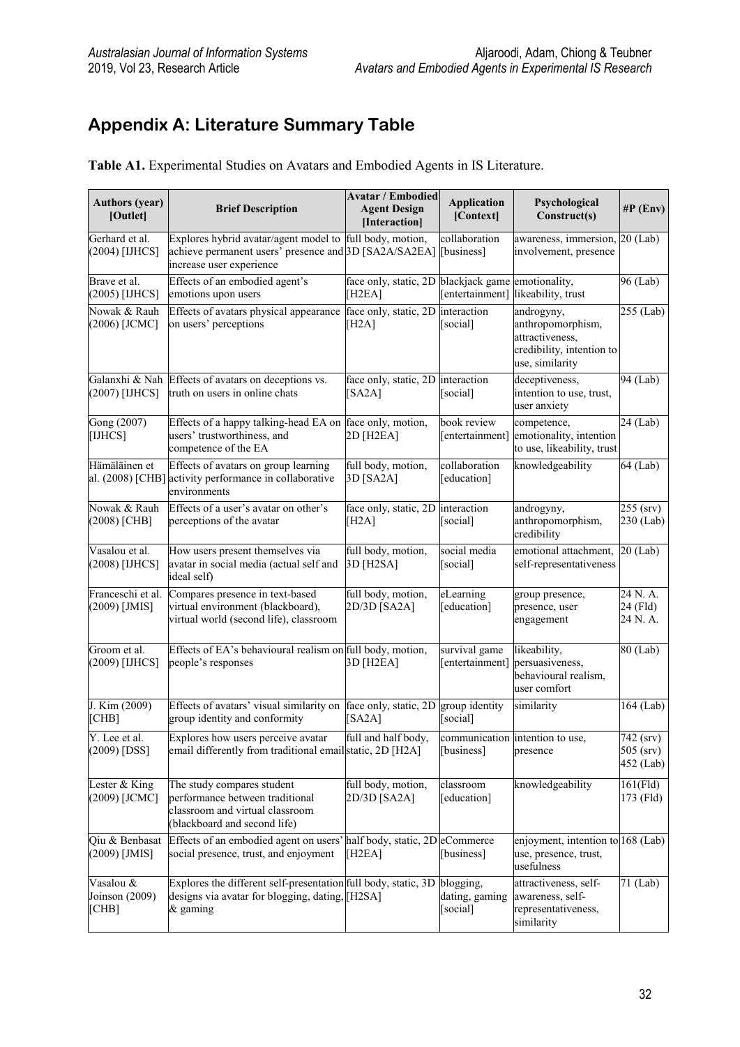## Appendix A: Literature Summary Table

**Table A1.** Experimental Studies on Avatars and Embodied Agents in IS Literature.

| Authors (year) [Outlet] | Brief Description | Avatar / Embodied Agent Design [Interaction] | Application [Context] | Psychological Construct(s) | #P (Env) |
|---|---|---|---|---|---|
| Gerhard et al. (2004) [IJHCS] | Explores hybrid avatar/agent model to achieve permanent users' presence and increase user experience | full body, motion, 3D [SA2A/SA2EA] | collaboration [business] | awareness, immersion, involvement, presence | 20 (Lab) |
| Brave et al. (2005) [IJHCS] | Effects of an embodied agent's emotions upon users | face only, static, 2D [H2EA] | blackjack game [entertainment] | emotionality, likeability, trust | 96 (Lab) |
| Nowak & Rauh (2006) [JCMC] | Effects of avatars physical appearance on users' perceptions | face only, static, 2D [H2A] | interaction [social] | androgyny, anthropomorphism, attractiveness, credibility, intention to use, similarity | 255 (Lab) |
| Galanxhi & Nah (2007) [IJHCS] | Effects of avatars on deceptions vs. truth on users in online chats | face only, static, 2D [SA2A] | interaction [social] | deceptiveness, intention to use, trust, user anxiety | 94 (Lab) |
| Gong (2007) [IJHCS] | Effects of a happy talking-head EA on users' trustworthiness, and competence of the EA | face only, motion, 2D [H2EA] | book review [entertainment] | competence, emotionality, intention to use, likeability, trust | 24 (Lab) |
| Hämäläinen et al. (2008) [CHB] | Effects of avatars on group learning activity performance in collaborative environments | full body, motion, 3D [SA2A] | collaboration [education] | knowledgeability | 64 (Lab) |
| Nowak & Rauh (2008) [CHB] | Effects of a user's avatar on other's perceptions of the avatar | face only, static, 2D [H2A] | interaction [social] | androgyny, anthropomorphism, credibility | 255 (srv) 230 (Lab) |
| Vasalou et al. (2008) [IJHCS] | How users present themselves via avatar in social media (actual self and ideal self) | full body, motion, 3D [H2SA] | social media [social] | emotional attachment, self-representativeness | 20 (Lab) |
| Franceschi et al. (2009) [JMIS] | Compares presence in text-based virtual environment (blackboard), virtual world (second life), classroom | full body, motion, 2D/3D [SA2A] | eLearning [education] | group presence, presence, user engagement | 24 N. A. 24 (Fld) 24 N. A. |
| Groom et al. (2009) [IJHCS] | Effects of EA's behavioural realism on people's responses | full body, motion, 3D [H2EA] | survival game [entertainment] | likeability, persuasiveness, behavioural realism, user comfort | 80 (Lab) |
| J. Kim (2009) [CHB] | Effects of avatars' visual similarity on group identity and conformity | face only, static, 2D [SA2A] | group identity [social] | similarity | 164 (Lab) |
| Y. Lee et al. (2009) [DSS] | Explores how users perceive avatar email differently from traditional email | full and half body, static, 2D [H2A] | communication [business] | intention to use, presence | 742 (srv) 505 (srv) 452 (Lab) |
| Lester & King (2009) [JCMC] | The study compares student performance between traditional classroom and virtual classroom (blackboard and second life) | full body, motion, 2D/3D [SA2A] | classroom [education] | knowledgeability | 161(Fld) 173 (Fld) |
| Qiu & Benbasat (2009) [JMIS] | Effects of an embodied agent on users' social presence, trust, and enjoyment | half body, static, 2D [H2EA] | eCommerce [business] | enjoyment, intention to use, presence, trust, usefulness | 168 (Lab) |
| Vasalou & Joinson (2009) [CHB] | Explores the different self-presentation designs via avatar for blogging, dating, & gaming | full body, static, 3D [H2SA] | blogging, dating, gaming [social] | attractiveness, self-awareness, self-representativeness, similarity | 71 (Lab) |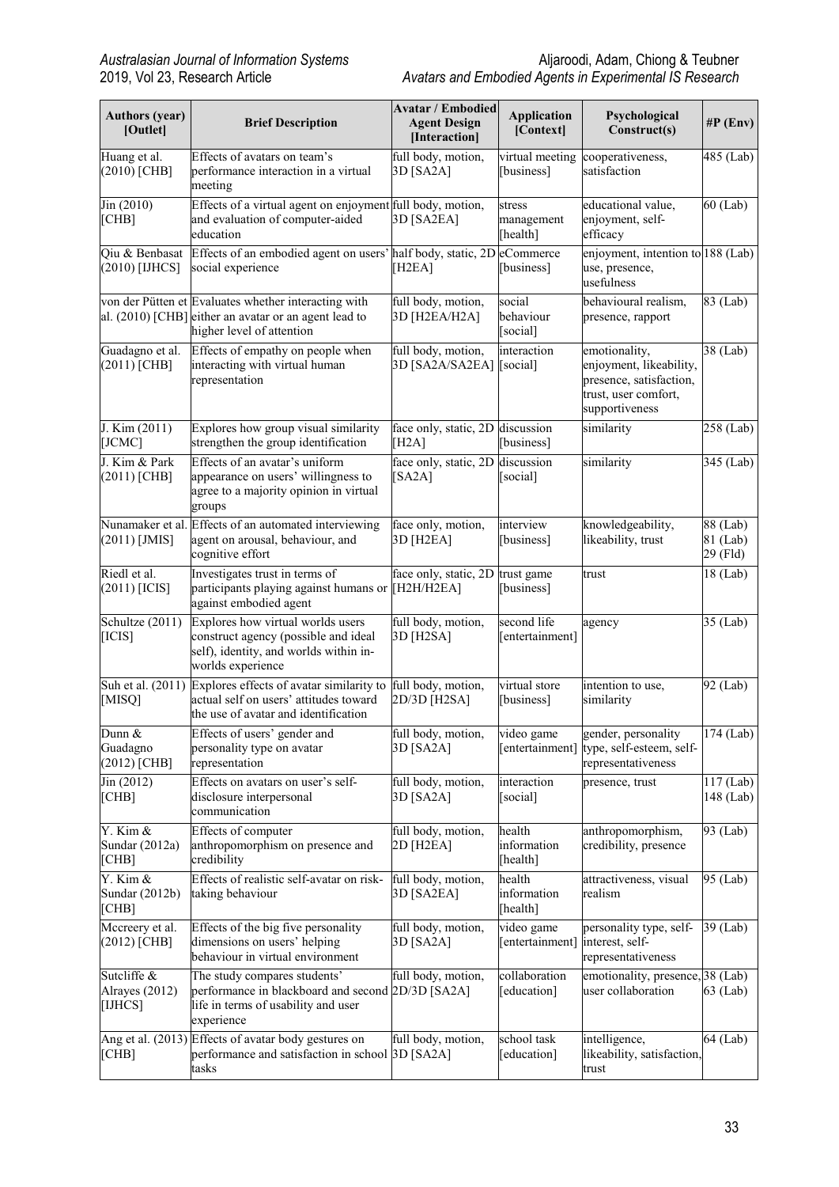| Authors (year) [Outlet] | Brief Description | Avatar / Embodied Agent Design [Interaction] | Application [Context] | Psychological Construct(s) | #P (Env) |
|---|---|---|---|---|---|
| Huang et al. (2010) [CHB] | Effects of avatars on team's performance interaction in a virtual meeting | full body, motion, 3D [SA2A] | virtual meeting [business] | cooperativeness, satisfaction | 485 (Lab) |
| Jin (2010) [CHB] | Effects of a virtual agent on enjoyment and evaluation of computer-aided education | full body, motion, 3D [SA2EA] | stress management [health] | educational value, enjoyment, self-efficacy | 60 (Lab) |
| Qiu & Benbasat (2010) [IJHCS] | Effects of an embodied agent on users' social experience | half body, static, 2D [H2EA] | eCommerce [business] | enjoyment, intention to use, presence, usefulness | 188 (Lab) |
| von der Pütten et al. (2010) [CHB] | Evaluates whether interacting with either an avatar or an agent lead to higher level of attention | full body, motion, 3D [H2EA/H2A] | social behaviour [social] | behavioural realism, presence, rapport | 83 (Lab) |
| Guadagno et al. (2011) [CHB] | Effects of empathy on people when interacting with virtual human representation | full body, motion, 3D [SA2A/SA2EA] | interaction [social] | emotionality, enjoyment, likeability, presence, satisfaction, trust, user comfort, supportiveness | 38 (Lab) |
| J. Kim (2011) [JCMC] | Explores how group visual similarity strengthen the group identification | face only, static, 2D [H2A] | discussion [business] | similarity | 258 (Lab) |
| J. Kim & Park (2011) [CHB] | Effects of an avatar's uniform appearance on users' willingness to agree to a majority opinion in virtual groups | face only, static, 2D [SA2A] | discussion [social] | similarity | 345 (Lab) |
| Nunamaker et al. (2011) [JMIS] | Effects of an automated interviewing agent on arousal, behaviour, and cognitive effort | face only, motion, 3D [H2EA] | interview [business] | knowledgeability, likeability, trust | 88 (Lab) 81 (Lab) 29 (Fld) |
| Riedl et al. (2011) [ICIS] | Investigates trust in terms of participants playing against humans or against embodied agent | face only, static, 2D [H2H/H2EA] | trust game [business] | trust | 18 (Lab) |
| Schultze (2011) [ICIS] | Explores how virtual worlds users construct agency (possible and ideal self), identity, and worlds within in-worlds experience | full body, motion, 3D [H2SA] | second life [entertainment] | agency | 35 (Lab) |
| Suh et al. (2011) [MISQ] | Explores effects of avatar similarity to actual self on users' attitudes toward the use of avatar and identification | full body, motion, 2D/3D [H2SA] | virtual store [business] | intention to use, similarity | 92 (Lab) |
| Dunn & Guadagno (2012) [CHB] | Effects of users' gender and personality type on avatar representation | full body, motion, 3D [SA2A] | video game [entertainment] | gender, personality type, self-esteem, self-representativeness | 174 (Lab) |
| Jin (2012) [CHB] | Effects on avatars on user's self-disclosure interpersonal communication | full body, motion, 3D [SA2A] | interaction [social] | presence, trust | 117 (Lab) 148 (Lab) |
| Y. Kim & Sundar (2012a) [CHB] | Effects of computer anthropomorphism on presence and credibility | full body, motion, 2D [H2EA] | health information [health] | anthropomorphism, credibility, presence | 93 (Lab) |
| Y. Kim & Sundar (2012b) [CHB] | Effects of realistic self-avatar on risk-taking behaviour | full body, motion, 3D [SA2EA] | health information [health] | attractiveness, visual realism | 95 (Lab) |
| Mccreery et al. (2012) [CHB] | Effects of the big five personality dimensions on users' helping behaviour in virtual environment | full body, motion, 3D [SA2A] | video game [entertainment] | personality type, self-interest, self-representativeness | 39 (Lab) |
| Sutcliffe & Alrayes (2012) [IJHCS] | The study compares students' performance in blackboard and second life in terms of usability and user experience | full body, motion, 2D/3D [SA2A] | collaboration [education] | emotionality, presence, user collaboration | 38 (Lab) 63 (Lab) |
| Ang et al. (2013) [CHB] | Effects of avatar body gestures on performance and satisfaction in school tasks | full body, motion, 3D [SA2A] | school task [education] | intelligence, likeability, satisfaction, trust | 64 (Lab) |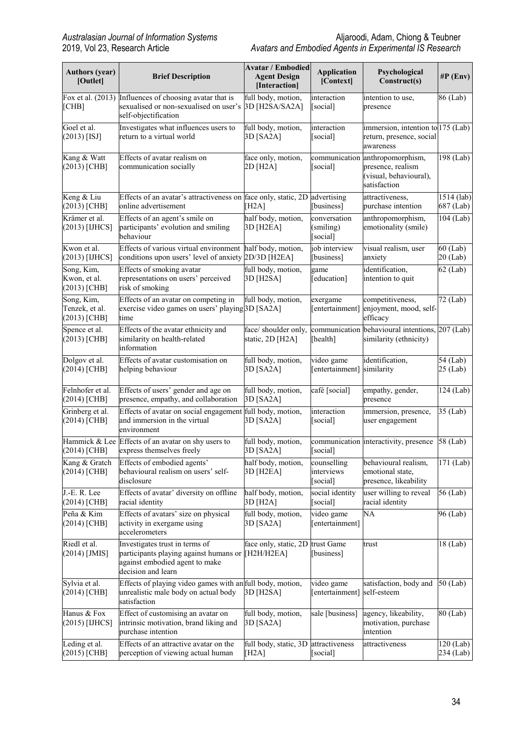| Authors (year) [Outlet] | Brief Description | Avatar / Embodied Agent Design [Interaction] | Application [Context] | Psychological Construct(s) | #P (Env) |
|---|---|---|---|---|---|
| Fox et al. (2013) [CHB] | Influences of choosing avatar that is sexualised or non-sexualised on user's self-objectification | full body, motion, 3D [H2SA/SA2A] | interaction [social] | intention to use, presence | 86 (Lab) |
| Goel et al. (2013) [ISJ] | Investigates what influences users to return to a virtual world | full body, motion, 3D [SA2A] | interaction [social] | immersion, intention to return, presence, social awareness | 175 (Lab) |
| Kang & Watt (2013) [CHB] | Effects of avatar realism on communication socially | face only, motion, 2D [H2A] | communication [social] | anthropomorphism, presence, realism (visual, behavioural), satisfaction | 198 (Lab) |
| Keng & Liu (2013) [CHB] | Effects of an avatar's attractiveness on online advertisement | face only, static, 2D [H2A] | advertising [business] | attractiveness, purchase intention | 1514 (lab) 687 (Lab) |
| Krämer et al. (2013) [IJHCS] | Effects of an agent's smile on participants' evolution and smiling behaviour | half body, motion, 3D [H2EA] | conversation (smiling) [social] | anthropomorphism, emotionality (smile) | 104 (Lab) |
| Kwon et al. (2013) [IJHCS] | Effects of various virtual environment conditions upon users' level of anxiety | half body, motion, 2D/3D [H2EA] | job interview [business] | visual realism, user anxiety | 60 (Lab) 20 (Lab) |
| Song, Kim, Kwon, et al. (2013) [CHB] | Effects of smoking avatar representations on users' perceived risk of smoking | full body, motion, 3D [H2SA] | game [education] | identification, intention to quit | 62 (Lab) |
| Song, Kim, Tenzek, et al. (2013) [CHB] | Effects of an avatar on competing in exercise video games on users' playing time | full body, motion, 3D [SA2A] | exergame [entertainment] | competitiveness, enjoyment, mood, self-efficacy | 72 (Lab) |
| Spence et al. (2013) [CHB] | Effects of the avatar ethnicity and similarity on health-related information | face/ shoulder only, static, 2D [H2A] | communication [health] | behavioural intentions, similarity (ethnicity) | 207 (Lab) |
| Dolgov et al. (2014) [CHB] | Effects of avatar customisation on helping behaviour | full body, motion, 3D [SA2A] | video game [entertainment] | identification, similarity | 54 (Lab) 25 (Lab) |
| Felnhofer et al. (2014) [CHB] | Effects of users' gender and age on presence, empathy, and collaboration | full body, motion, 3D [SA2A] | café [social] | empathy, gender, presence | 124 (Lab) |
| Grinberg et al. (2014) [CHB] | Effects of avatar on social engagement and immersion in the virtual environment | full body, motion, 3D [SA2A] | interaction [social] | immersion, presence, user engagement | 35 (Lab) |
| Hammick & Lee (2014) [CHB] | Effects of an avatar on shy users to express themselves freely | full body, motion, 3D [SA2A] | communication [social] | interactivity, presence | 58 (Lab) |
| Kang & Gratch (2014) [CHB] | Effects of embodied agents' behavioural realism on users' self-disclosure | half body, motion, 3D [H2EA] | counselling interviews [social] | behavioural realism, emotional state, presence, likeability | 171 (Lab) |
| J.-E. R. Lee (2014) [CHB] | Effects of avatar' diversity on offline racial identity | half body, motion, 3D [H2A] | social identity [social] | user willing to reveal racial identity | 56 (Lab) |
| Peña & Kim (2014) [CHB] | Effects of avatars' size on physical activity in exergame using accelerometers | full body, motion, 3D [SA2A] | video game [entertainment] | NA | 96 (Lab) |
| Riedl et al. (2014) [JMIS] | Investigates trust in terms of participants playing against humans or against embodied agent to make decision and learn | face only, static, 2D [H2H/H2EA] | trust Game [business] | trust | 18 (Lab) |
| Sylvia et al. (2014) [CHB] | Effects of playing video games with an unrealistic male body on actual body satisfaction | full body, motion, 3D [H2SA] | video game [entertainment] | satisfaction, body and self-esteem | 50 (Lab) |
| Hanus & Fox (2015) [IJHCS] | Effect of customising an avatar on intrinsic motivation, brand liking and purchase intention | full body, motion, 3D [SA2A] | sale [business] | agency, likeability, motivation, purchase intention | 80 (Lab) |
| Leding et al. (2015) [CHB] | Effects of an attractive avatar on the perception of viewing actual human | full body, static, 3D [H2A] | attractiveness [social] | attractiveness | 120 (Lab) 234 (Lab) |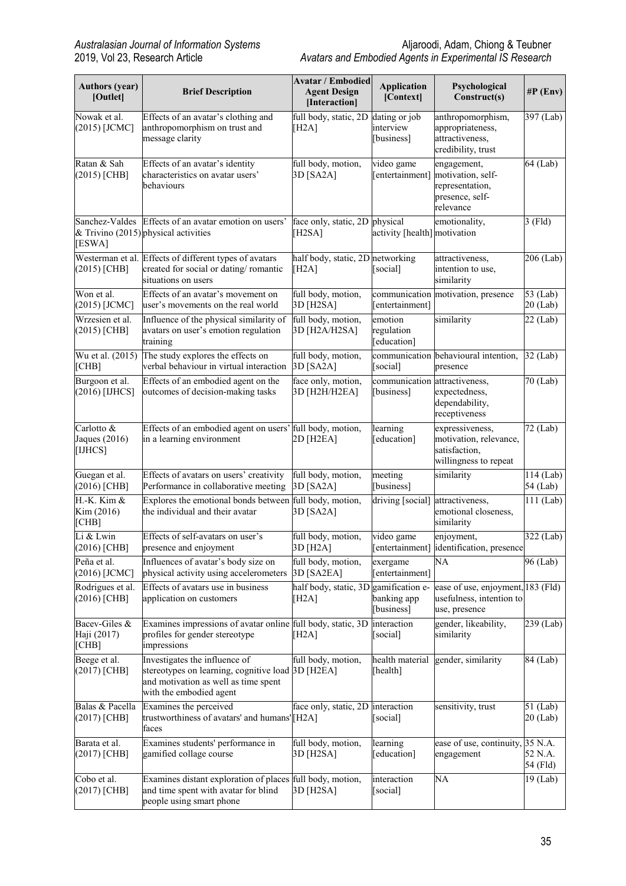| Authors (year) [Outlet] | Brief Description | Avatar / Embodied Agent Design [Interaction] | Application [Context] | Psychological Construct(s) | #P (Env) |
|---|---|---|---|---|---|
| Nowak et al. (2015) [JCMC] | Effects of an avatar's clothing and anthropomorphism on trust and message clarity | full body, static, 2D [H2A] | dating or job interview [business] | anthropomorphism, appropriateness, attractiveness, credibility, trust | 397 (Lab) |
| Ratan & Sah (2015) [CHB] | Effects of an avatar's identity characteristics on avatar users' behaviours | full body, motion, 3D [SA2A] | video game [entertainment] | engagement, motivation, self-representation, presence, self-relevance | 64 (Lab) |
| Sanchez-Valdes & Trivino (2015) [ESWA] | Effects of an avatar emotion on users' physical activities | face only, static, 2D [H2SA] | physical activity [health] | emotionality, motivation | 3 (Fld) |
| Westerman et al. (2015) [CHB] | Effects of different types of avatars created for social or dating/ romantic situations on users | half body, static, 2D [H2A] | networking [social] | attractiveness, intention to use, similarity | 206 (Lab) |
| Won et al. (2015) [JCMC] | Effects of an avatar's movement on user's movements on the real world | full body, motion, 3D [H2SA] | communication [entertainment] | motivation, presence | 53 (Lab) 20 (Lab) |
| Wrzesien et al. (2015) [CHB] | Influence of the physical similarity of avatars on user's emotion regulation training | full body, motion, 3D [H2A/H2SA] | emotion regulation [education] | similarity | 22 (Lab) |
| Wu et al. (2015) [CHB] | The study explores the effects on verbal behaviour in virtual interaction | full body, motion, 3D [SA2A] | communication [social] | behavioural intention, presence | 32 (Lab) |
| Burgoon et al. (2016) [IJHCS] | Effects of an embodied agent on the outcomes of decision-making tasks | face only, motion, 3D [H2H/H2EA] | communication [business] | attractiveness, expectedness, dependability, receptiveness | 70 (Lab) |
| Carlotto & Jaques (2016) [IJHCS] | Effects of an embodied agent on users' in a learning environment | full body, motion, 2D [H2EA] | learning [education] | expressiveness, motivation, relevance, satisfaction, willingness to repeat | 72 (Lab) |
| Guegan et al. (2016) [CHB] | Effects of avatars on users' creativity Performance in collaborative meeting | full body, motion, 3D [SA2A] | meeting [business] | similarity | 114 (Lab) 54 (Lab) |
| H.-K. Kim & Kim (2016) [CHB] | Explores the emotional bonds between the individual and their avatar | full body, motion, 3D [SA2A] | driving [social] | attractiveness, emotional closeness, similarity | 111 (Lab) |
| Li & Lwin (2016) [CHB] | Effects of self-avatars on user's presence and enjoyment | full body, motion, 3D [H2A] | video game [entertainment] | enjoyment, identification, presence | 322 (Lab) |
| Peña et al. (2016) [JCMC] | Influences of avatar's body size on physical activity using accelerometers | full body, motion, 3D [SA2EA] | exergame [entertainment] | NA | 96 (Lab) |
| Rodrigues et al. (2016) [CHB] | Effects of avatars use in business application on customers | half body, static, 3D [H2A] | gamification e-banking app [business] | ease of use, enjoyment, usefulness, intention to use, presence | 183 (Fld) |
| Bacev-Giles & Haji (2017) [CHB] | Examines impressions of avatar online profiles for gender stereotype impressions | full body, static, 3D [H2A] | interaction [social] | gender, likeability, similarity | 239 (Lab) |
| Beege et al. (2017) [CHB] | Investigates the influence of stereotypes on learning, cognitive load and motivation as well as time spent with the embodied agent | full body, motion, 3D [H2EA] | health material [health] | gender, similarity | 84 (Lab) |
| Balas & Pacella (2017) [CHB] | Examines the perceived trustworthiness of avatars' and humans' faces | face only, static, 2D [H2A] | interaction [social] | sensitivity, trust | 51 (Lab) 20 (Lab) |
| Barata et al. (2017) [CHB] | Examines students' performance in gamified collage course | full body, motion, 3D [H2SA] | learning [education] | ease of use, continuity, engagement | 35 N.A. 52 N.A. 54 (Fld) |
| Cobo et al. (2017) [CHB] | Examines distant exploration of places and time spent with avatar for blind people using smart phone | full body, motion, 3D [H2SA] | interaction [social] | NA | 19 (Lab) |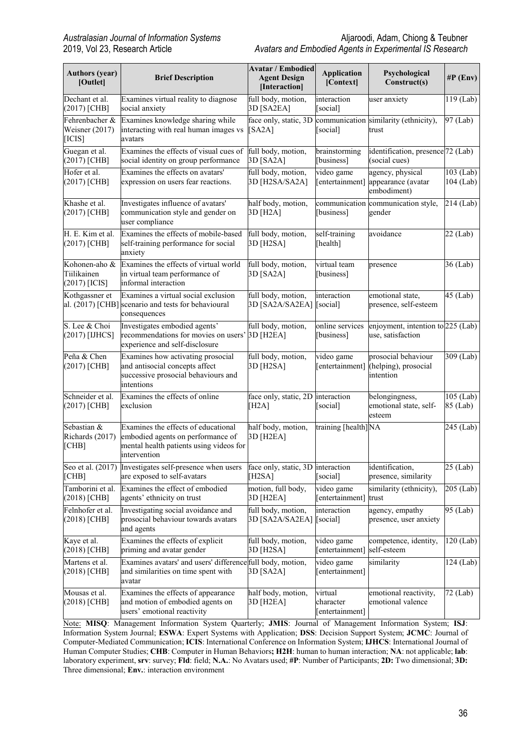| Authors (year) [Outlet] | Brief Description | Avatar / Embodied Agent Design [Interaction] | Application [Context] | Psychological Construct(s) | #P (Env) |
|---|---|---|---|---|---|
| Dechant et al. (2017) [CHB] | Examines virtual reality to diagnose social anxiety | full body, motion, 3D [SA2EA] | interaction [social] | user anxiety | 119 (Lab) |
| Fehrenbacher & Weisner (2017) [ICIS] | Examines knowledge sharing while interacting with real human images vs avatars | face only, static, 3D [SA2A] | communication [social] | similarity (ethnicity), trust | 97 (Lab) |
| Guegan et al. (2017) [CHB] | Examines the effects of visual cues of social identity on group performance | full body, motion, 3D [SA2A] | brainstorming [business] | identification, presence (social cues) | 72 (Lab) |
| Hofer et al. (2017) [CHB] | Examines the effects on avatars' expression on users fear reactions. | full body, motion, 3D [H2SA/SA2A] | video game [entertainment] | agency, physical appearance (avatar embodiment) | 103 (Lab) 104 (Lab) |
| Khashe et al. (2017) [CHB] | Investigates influence of avatars' communication style and gender on user compliance | half body, motion, 3D [H2A] | communication [business] | communication style, gender | 214 (Lab) |
| H. E. Kim et al. (2017) [CHB] | Examines the effects of mobile-based self-training performance for social anxiety | full body, motion, 3D [H2SA] | self-training [health] | avoidance | 22 (Lab) |
| Kohonen-aho & Tiilikainen (2017) [ICIS] | Examines the effects of virtual world in virtual team performance of informal interaction | full body, motion, 3D [SA2A] | virtual team [business] | presence | 36 (Lab) |
| Kothgassner et al. (2017) [CHB] | Examines a virtual social exclusion scenario and tests for behavioural consequences | full body, motion, 3D [SA2A/SA2EA] | interaction [social] | emotional state, presence, self-esteem | 45 (Lab) |
| S. Lee & Choi (2017) [IJHCS] | Investigates embodied agents' recommendations for movies on users' experience and self-disclosure | full body, motion, 3D [H2EA] | online services [business] | enjoyment, intention to use, satisfaction | 225 (Lab) |
| Peña & Chen (2017) [CHB] | Examines how activating prosocial and antisocial concepts affect successive prosocial behaviours and intentions | full body, motion, 3D [H2SA] | video game [entertainment] | prosocial behaviour (helping), prosocial intention | 309 (Lab) |
| Schneider et al. (2017) [CHB] | Examines the effects of online exclusion | face only, static, 2D [H2A] | interaction [social] | belongingness, emotional state, self-esteem | 105 (Lab) 85 (Lab) |
| Sebastian & Richards (2017) [CHB] | Examines the effects of educational embodied agents on performance of mental health patients using videos for intervention | half body, motion, 3D [H2EA] | training [health] | NA | 245 (Lab) |
| Seo et al. (2017) [CHB] | Investigates self-presence when users are exposed to self-avatars | face only, static, 3D [H2SA] | interaction [social] | identification, presence, similarity | 25 (Lab) |
| Tamborini et al. (2018) [CHB] | Examines the effect of embodied agents' ethnicity on trust | motion, full body, 3D [H2EA] | video game [entertainment] | similarity (ethnicity), trust | 205 (Lab) |
| Felnhofer et al. (2018) [CHB] | Investigating social avoidance and prosocial behaviour towards avatars and agents | full body, motion, 3D [SA2A/SA2EA] | interaction [social] | agency, empathy presence, user anxiety | 95 (Lab) |
| Kaye et al. (2018) [CHB] | Examines the effects of explicit priming and avatar gender | full body, motion, 3D [H2SA] | video game [entertainment] | competence, identity, self-esteem | 120 (Lab) |
| Martens et al. (2018) [CHB] | Examines avatars' and users' difference and similarities on time spent with avatar | full body, motion, 3D [SA2A] | video game [entertainment] | similarity | 124 (Lab) |
| Mousas et al. (2018) [CHB] | Examines the effects of appearance and motion of embodied agents on users' emotional reactivity | half body, motion, 3D [H2EA] | virtual character [entertainment] | emotional reactivity, emotional valence | 72 (Lab) |

Note: **MISQ**: Management Information System Quarterly; **JMIS**: Journal of Management Information System; **ISJ**: Information System Journal; **ESWA**: Expert Systems with Application; **DSS**: Decision Support System; **JCMC**: Journal of Computer-Mediated Communication; **ICIS**: International Conference on Information System; **IJHCS**: International Journal of Human Computer Studies; **CHB**: Computer in Human Behaviors**; H2H**: human to human interaction; **NA**: not applicable; **lab**: laboratory experiment, **srv**: survey; **Fld**: field; **N.A.**: No Avatars used; **#P**: Number of Participants; **2D:** Two dimensional; **3D:** Three dimensional; **Env.**: interaction environment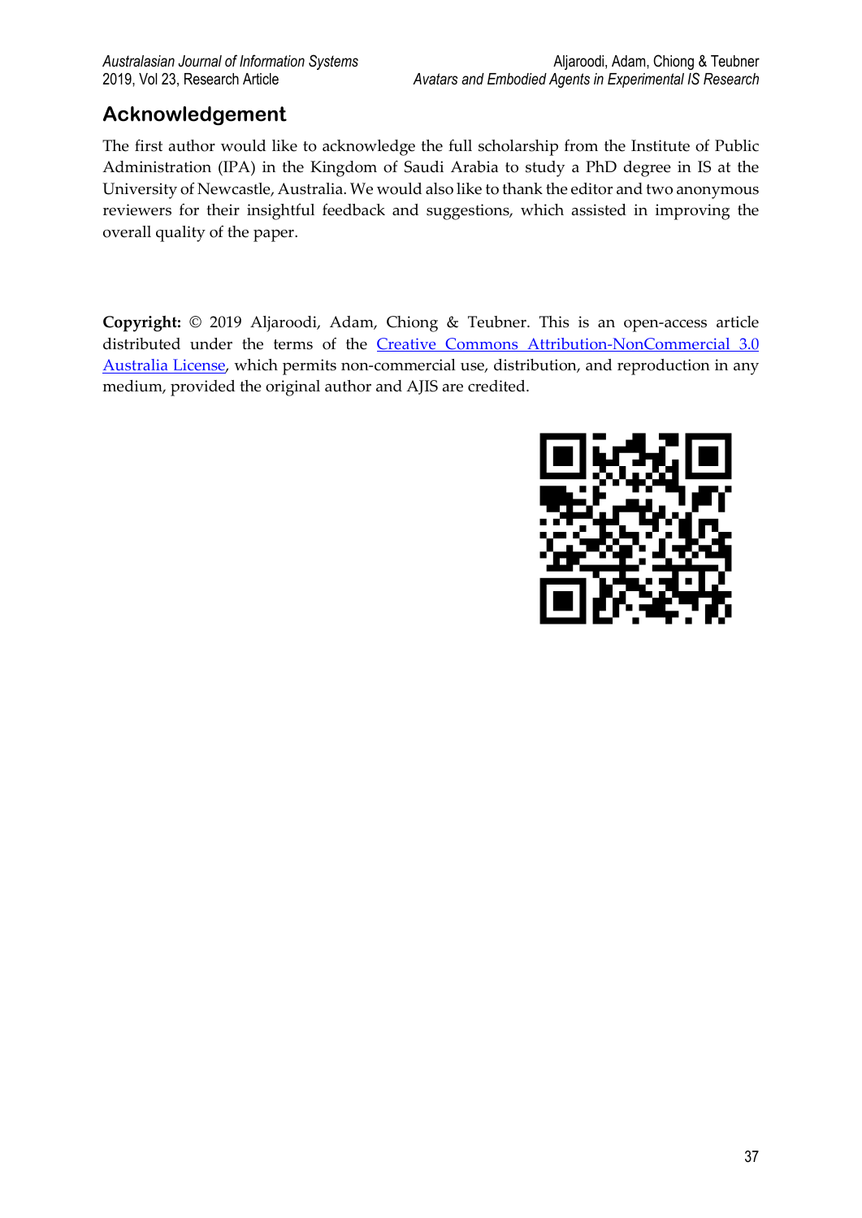## Acknowledgement

The first author would like to acknowledge the full scholarship from the Institute of Public Administration (IPA) in the Kingdom of Saudi Arabia to study a PhD degree in IS at the University of Newcastle, Australia. We would also like to thank the editor and two anonymous reviewers for their insightful feedback and suggestions, which assisted in improving the overall quality of the paper.

**Copyright:** © 2019 Aljaroodi, Adam, Chiong & Teubner. This is an open-access article distributed under the terms of the Creative Commons Attribution-NonCommercial 3.0 Australia License, which permits non-commercial use, distribution, and reproduction in any medium, provided the original author and AJIS are credited.